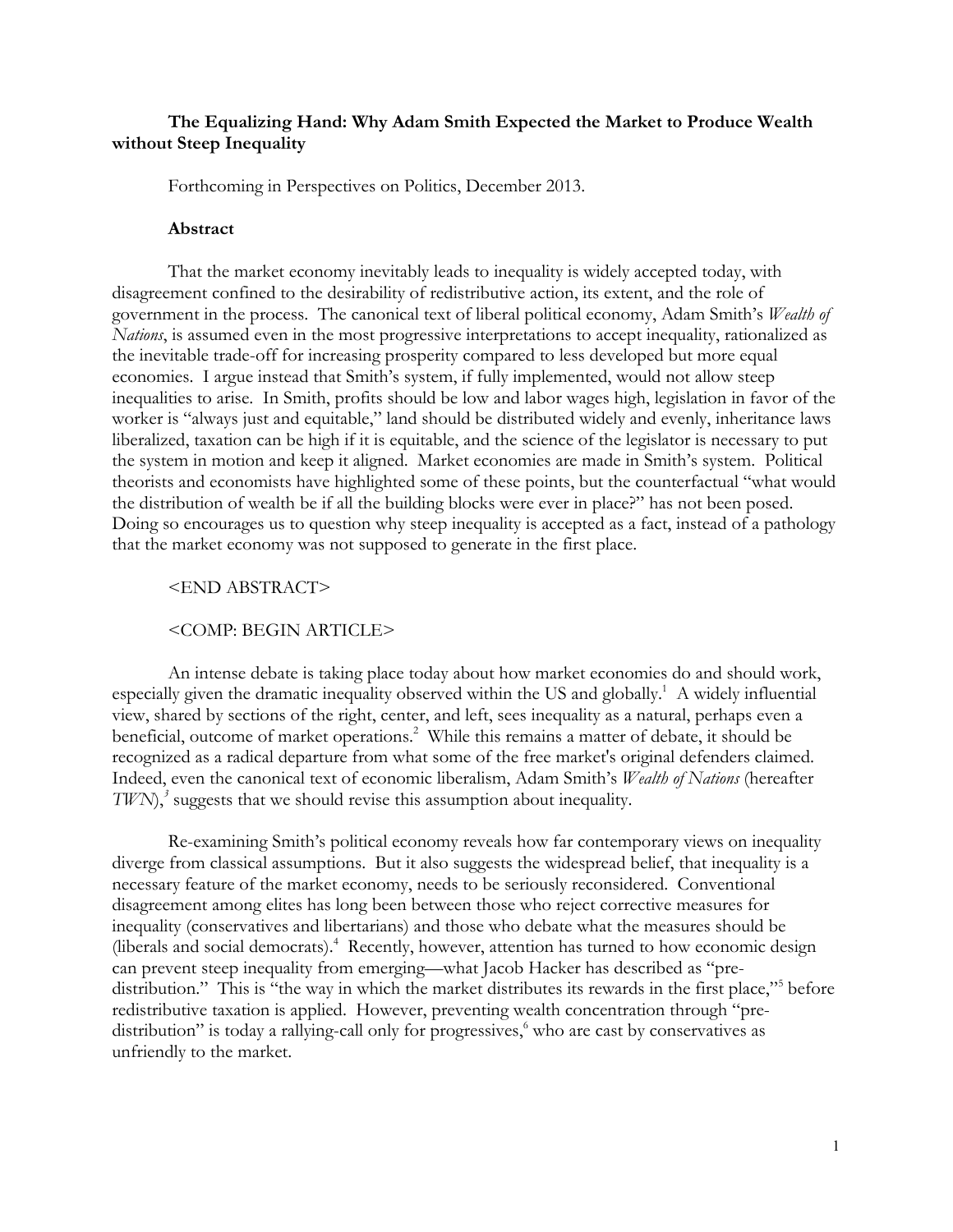**The Equalizing Hand: Why Adam Smith Expected the Market to Produce Wealth without Steep Inequality**

Forthcoming in Perspectives on Politics, December 2013.

**Abstract**

That the market economy inevitably leads to inequality is widely accepted today, with disagreement confined to the desirability of redistributive action, its extent, and the role of government in the process. The canonical text of liberal political economy, Adam Smith's *Wealth of Nations*, is assumed even in the most progressive interpretations to accept inequality, rationalized as the inevitable trade-off for increasing prosperity compared to less developed but more equal economies. I argue instead that Smith's system, if fully implemented, would not allow steep inequalities to arise. In Smith, profits should be low and labor wages high, legislation in favor of the worker is "always just and equitable," land should be distributed widely and evenly, inheritance laws liberalized, taxation can be high if it is equitable, and the science of the legislator is necessary to put the system in motion and keep it aligned. Market economies are made in Smith's system. Political theorists and economists have highlighted some of these points, but the counterfactual "what would the distribution of wealth be if all the building blocks were ever in place?" has not been posed. Doing so encourages us to question why steep inequality is accepted as a fact, instead of a pathology that the market economy was not supposed to generate in the first place.

<END ABSTRACT>

<COMP: BEGIN ARTICLE>

An intense debate is taking place today about how market economies do and should work, especially given the dramatic inequality observed within the US and globally.[1] A widely influential view, shared by sections of the right, center, and left, sees inequality as a natural, perhaps even a beneficial, outcome of market operations.[2] While this remains a matter of debate, it should be recognized as a radical departure from what some of the free market's original defenders claimed. Indeed, even the canonical text of economic liberalism, Adam Smith's *Wealth of Nations* (hereafter *TWN*),[3] suggests that we should revise this assumption about inequality.

Re-examining Smith's political economy reveals how far contemporary views on inequality diverge from classical assumptions. But it also suggests the widespread belief, that inequality is a necessary feature of the market economy, needs to be seriously reconsidered. Conventional disagreement among elites has long been between those who reject corrective measures for inequality (conservatives and libertarians) and those who debate what the measures should be (liberals and social democrats).[4] Recently, however, attention has turned to how economic design can prevent steep inequality from emerging—what Jacob Hacker has described as "pre-distribution." This is "the way in which the market distributes its rewards in the first place,"[5] before redistributive taxation is applied. However, preventing wealth concentration through "pre-distribution" is today a rallying-call only for progressives,[6] who are cast by conservatives as unfriendly to the market.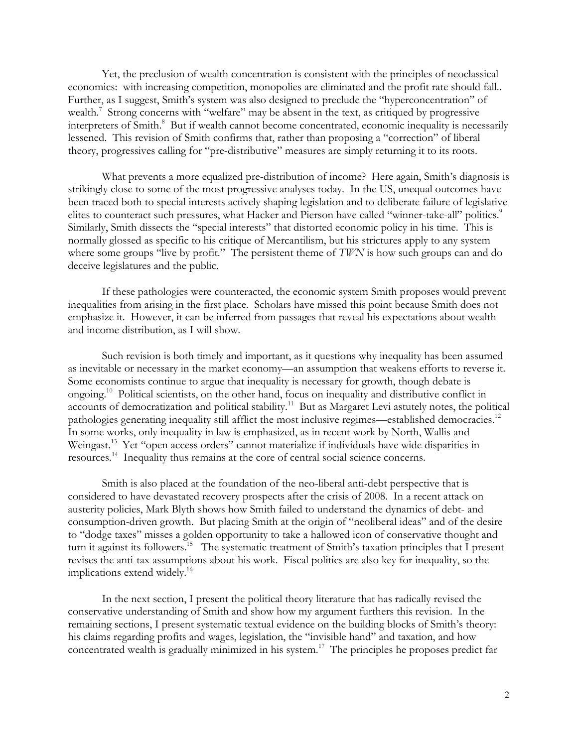Yet, the preclusion of wealth concentration is consistent with the principles of neoclassical economics: with increasing competition, monopolies are eliminated and the profit rate should fall.. Further, as I suggest, Smith's system was also designed to preclude the "hyperconcentration" of wealth.[7] Strong concerns with "welfare" may be absent in the text, as critiqued by progressive interpreters of Smith.[8] But if wealth cannot become concentrated, economic inequality is necessarily lessened. This revision of Smith confirms that, rather than proposing a "correction" of liberal theory, progressives calling for "pre-distributive" measures are simply returning it to its roots.

What prevents a more equalized pre-distribution of income? Here again, Smith's diagnosis is strikingly close to some of the most progressive analyses today. In the US, unequal outcomes have been traced both to special interests actively shaping legislation and to deliberate failure of legislative elites to counteract such pressures, what Hacker and Pierson have called "winner-take-all" politics.[9] Similarly, Smith dissects the "special interests" that distorted economic policy in his time. This is normally glossed as specific to his critique of Mercantilism, but his strictures apply to any system where some groups "live by profit." The persistent theme of *TWN* is how such groups can and do deceive legislatures and the public.

If these pathologies were counteracted, the economic system Smith proposes would prevent inequalities from arising in the first place. Scholars have missed this point because Smith does not emphasize it. However, it can be inferred from passages that reveal his expectations about wealth and income distribution, as I will show.

Such revision is both timely and important, as it questions why inequality has been assumed as inevitable or necessary in the market economy—an assumption that weakens efforts to reverse it. Some economists continue to argue that inequality is necessary for growth, though debate is ongoing.[10] Political scientists, on the other hand, focus on inequality and distributive conflict in accounts of democratization and political stability.[11] But as Margaret Levi astutely notes, the political pathologies generating inequality still afflict the most inclusive regimes—established democracies.[12] In some works, only inequality in law is emphasized, as in recent work by North, Wallis and Weingast.[13] Yet "open access orders" cannot materialize if individuals have wide disparities in resources.[14] Inequality thus remains at the core of central social science concerns.

Smith is also placed at the foundation of the neo-liberal anti-debt perspective that is considered to have devastated recovery prospects after the crisis of 2008. In a recent attack on austerity policies, Mark Blyth shows how Smith failed to understand the dynamics of debt- and consumption-driven growth. But placing Smith at the origin of "neoliberal ideas" and of the desire to "dodge taxes" misses a golden opportunity to take a hallowed icon of conservative thought and turn it against its followers.[15] The systematic treatment of Smith's taxation principles that I present revises the anti-tax assumptions about his work. Fiscal politics are also key for inequality, so the implications extend widely.[16]

In the next section, I present the political theory literature that has radically revised the conservative understanding of Smith and show how my argument furthers this revision. In the remaining sections, I present systematic textual evidence on the building blocks of Smith's theory: his claims regarding profits and wages, legislation, the "invisible hand" and taxation, and how concentrated wealth is gradually minimized in his system.[17] The principles he proposes predict far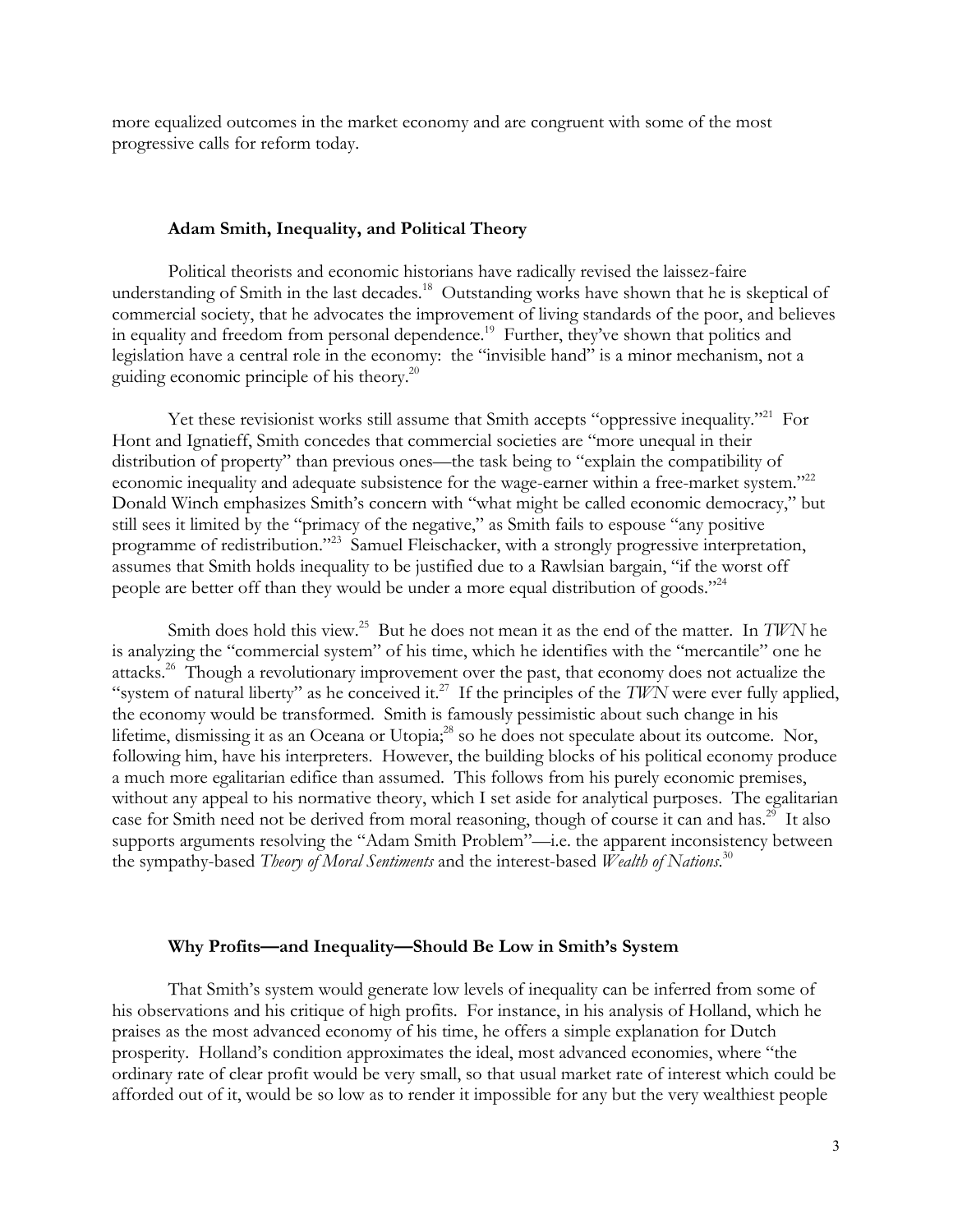more equalized outcomes in the market economy and are congruent with some of the most progressive calls for reform today.

### Adam Smith, Inequality, and Political Theory

Political theorists and economic historians have radically revised the laissez-faire understanding of Smith in the last decades.[18] Outstanding works have shown that he is skeptical of commercial society, that he advocates the improvement of living standards of the poor, and believes in equality and freedom from personal dependence.[19] Further, they've shown that politics and legislation have a central role in the economy: the "invisible hand" is a minor mechanism, not a guiding economic principle of his theory.[20]

Yet these revisionist works still assume that Smith accepts "oppressive inequality."[21] For Hont and Ignatieff, Smith concedes that commercial societies are "more unequal in their distribution of property" than previous ones—the task being to "explain the compatibility of economic inequality and adequate subsistence for the wage-earner within a free-market system."[22] Donald Winch emphasizes Smith's concern with "what might be called economic democracy," but still sees it limited by the "primacy of the negative," as Smith fails to espouse "any positive programme of redistribution."[23] Samuel Fleischacker, with a strongly progressive interpretation, assumes that Smith holds inequality to be justified due to a Rawlsian bargain, "if the worst off people are better off than they would be under a more equal distribution of goods."[24]

Smith does hold this view.[25] But he does not mean it as the end of the matter. In *TWN* he is analyzing the "commercial system" of his time, which he identifies with the "mercantile" one he attacks.[26] Though a revolutionary improvement over the past, that economy does not actualize the "system of natural liberty" as he conceived it.[27] If the principles of the *TWN* were ever fully applied, the economy would be transformed. Smith is famously pessimistic about such change in his lifetime, dismissing it as an Oceana or Utopia;[28] so he does not speculate about its outcome. Nor, following him, have his interpreters. However, the building blocks of his political economy produce a much more egalitarian edifice than assumed. This follows from his purely economic premises, without any appeal to his normative theory, which I set aside for analytical purposes. The egalitarian case for Smith need not be derived from moral reasoning, though of course it can and has.[29] It also supports arguments resolving the "Adam Smith Problem"—i.e. the apparent inconsistency between the sympathy-based *Theory of Moral Sentiments* and the interest-based *Wealth of Nations*.[30]

### Why Profits—and Inequality—Should Be Low in Smith's System

That Smith's system would generate low levels of inequality can be inferred from some of his observations and his critique of high profits. For instance, in his analysis of Holland, which he praises as the most advanced economy of his time, he offers a simple explanation for Dutch prosperity. Holland's condition approximates the ideal, most advanced economies, where "the ordinary rate of clear profit would be very small, so that usual market rate of interest which could be afforded out of it, would be so low as to render it impossible for any but the very wealthiest people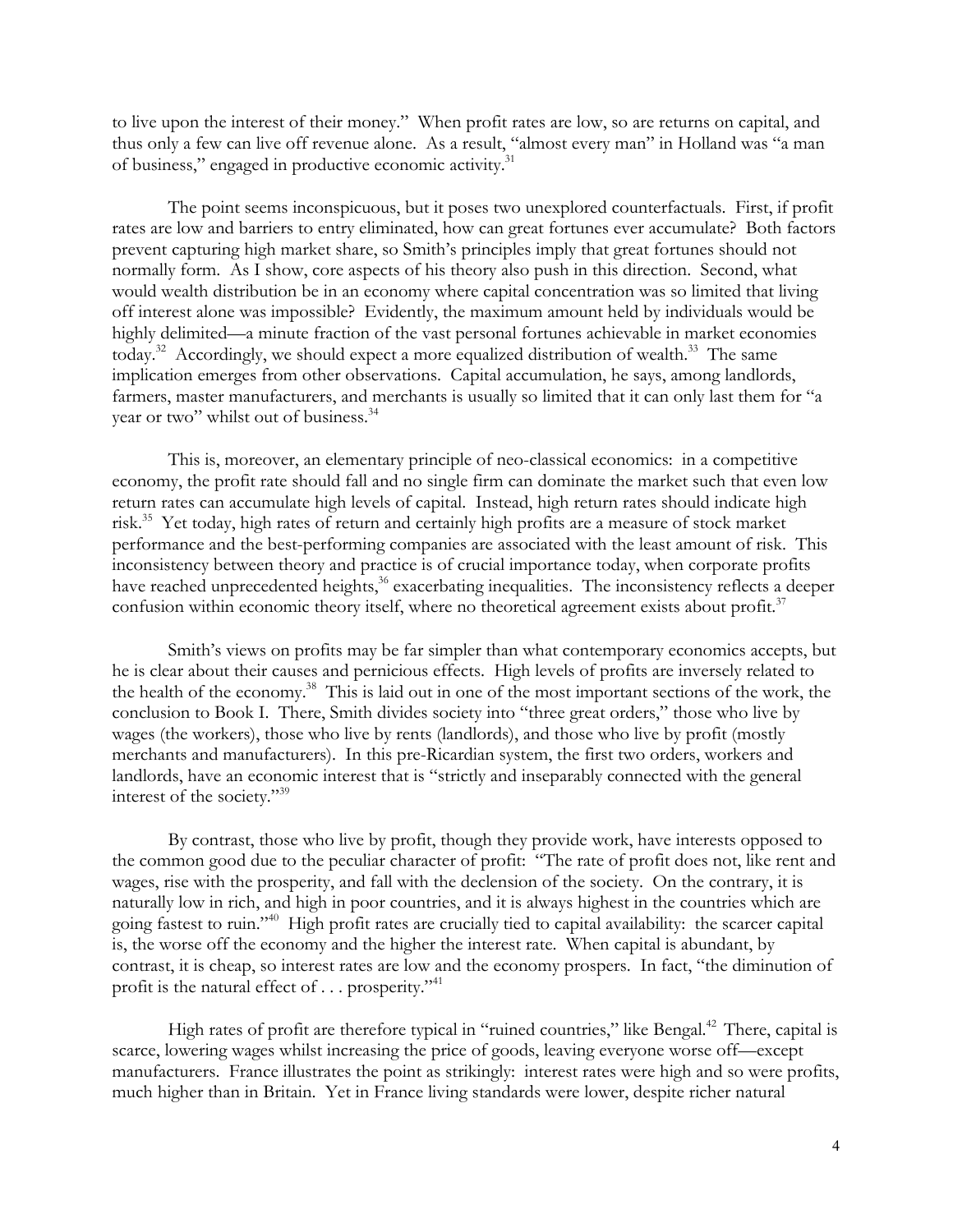to live upon the interest of their money." When profit rates are low, so are returns on capital, and thus only a few can live off revenue alone. As a result, "almost every man" in Holland was "a man of business," engaged in productive economic activity.[31]

The point seems inconspicuous, but it poses two unexplored counterfactuals. First, if profit rates are low and barriers to entry eliminated, how can great fortunes ever accumulate? Both factors prevent capturing high market share, so Smith's principles imply that great fortunes should not normally form. As I show, core aspects of his theory also push in this direction. Second, what would wealth distribution be in an economy where capital concentration was so limited that living off interest alone was impossible? Evidently, the maximum amount held by individuals would be highly delimited—a minute fraction of the vast personal fortunes achievable in market economies today.[32] Accordingly, we should expect a more equalized distribution of wealth.[33] The same implication emerges from other observations. Capital accumulation, he says, among landlords, farmers, master manufacturers, and merchants is usually so limited that it can only last them for "a year or two" whilst out of business.[34]

This is, moreover, an elementary principle of neo-classical economics: in a competitive economy, the profit rate should fall and no single firm can dominate the market such that even low return rates can accumulate high levels of capital. Instead, high return rates should indicate high risk.[35] Yet today, high rates of return and certainly high profits are a measure of stock market performance and the best-performing companies are associated with the least amount of risk. This inconsistency between theory and practice is of crucial importance today, when corporate profits have reached unprecedented heights,[36] exacerbating inequalities. The inconsistency reflects a deeper confusion within economic theory itself, where no theoretical agreement exists about profit.[37]

Smith's views on profits may be far simpler than what contemporary economics accepts, but he is clear about their causes and pernicious effects. High levels of profits are inversely related to the health of the economy.[38] This is laid out in one of the most important sections of the work, the conclusion to Book I. There, Smith divides society into "three great orders," those who live by wages (the workers), those who live by rents (landlords), and those who live by profit (mostly merchants and manufacturers). In this pre-Ricardian system, the first two orders, workers and landlords, have an economic interest that is "strictly and inseparably connected with the general interest of the society."[39]

By contrast, those who live by profit, though they provide work, have interests opposed to the common good due to the peculiar character of profit: "The rate of profit does not, like rent and wages, rise with the prosperity, and fall with the declension of the society. On the contrary, it is naturally low in rich, and high in poor countries, and it is always highest in the countries which are going fastest to ruin."[40] High profit rates are crucially tied to capital availability: the scarcer capital is, the worse off the economy and the higher the interest rate. When capital is abundant, by contrast, it is cheap, so interest rates are low and the economy prospers. In fact, "the diminution of profit is the natural effect of . . . prosperity."[41]

High rates of profit are therefore typical in "ruined countries," like Bengal.[42] There, capital is scarce, lowering wages whilst increasing the price of goods, leaving everyone worse off—except manufacturers. France illustrates the point as strikingly: interest rates were high and so were profits, much higher than in Britain. Yet in France living standards were lower, despite richer natural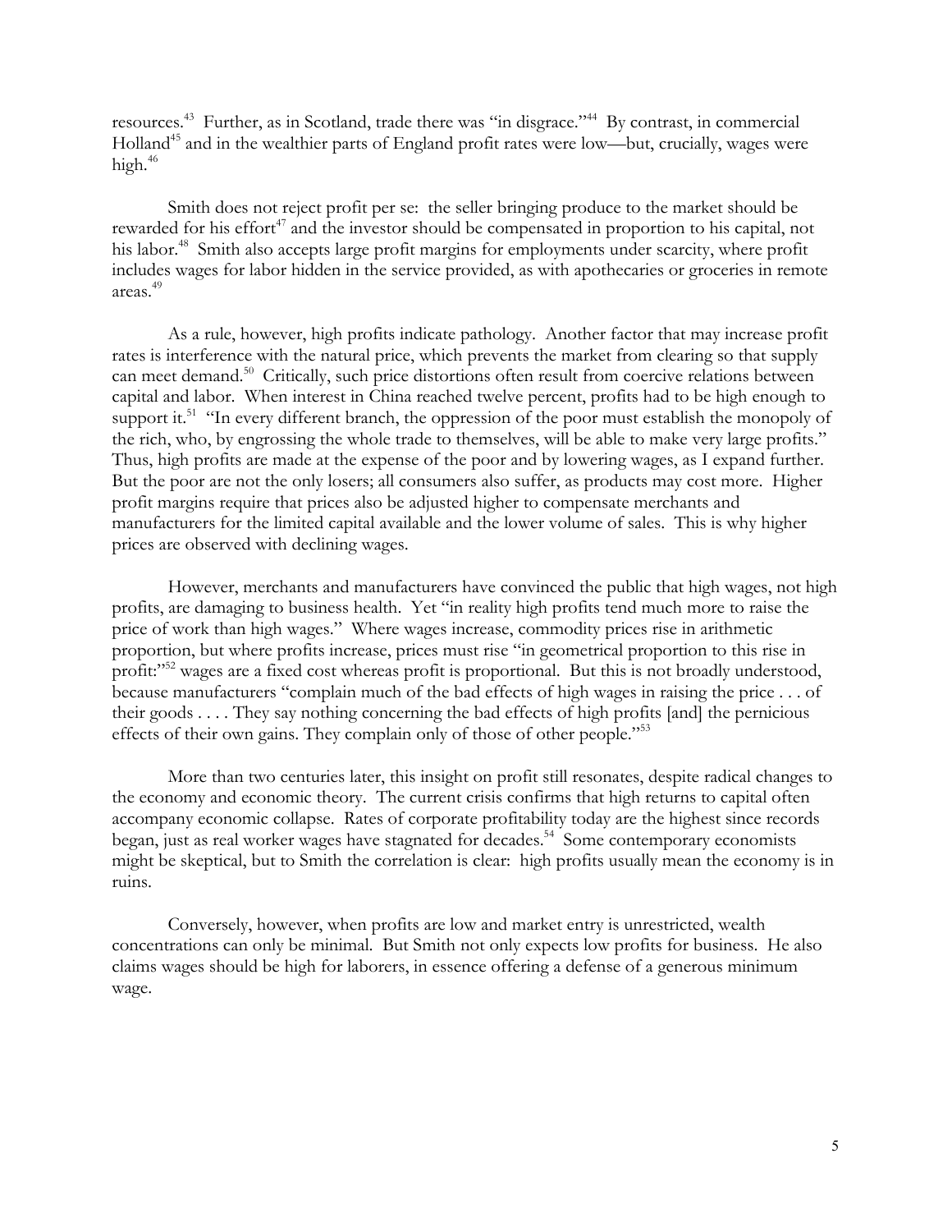resources.[43] Further, as in Scotland, trade there was "in disgrace."[44] By contrast, in commercial Holland[45] and in the wealthier parts of England profit rates were low—but, crucially, wages were high.[46]

Smith does not reject profit per se: the seller bringing produce to the market should be rewarded for his effort[47] and the investor should be compensated in proportion to his capital, not his labor.[48] Smith also accepts large profit margins for employments under scarcity, where profit includes wages for labor hidden in the service provided, as with apothecaries or groceries in remote areas.[49]

As a rule, however, high profits indicate pathology. Another factor that may increase profit rates is interference with the natural price, which prevents the market from clearing so that supply can meet demand.[50] Critically, such price distortions often result from coercive relations between capital and labor. When interest in China reached twelve percent, profits had to be high enough to support it.[51] "In every different branch, the oppression of the poor must establish the monopoly of the rich, who, by engrossing the whole trade to themselves, will be able to make very large profits." Thus, high profits are made at the expense of the poor and by lowering wages, as I expand further. But the poor are not the only losers; all consumers also suffer, as products may cost more. Higher profit margins require that prices also be adjusted higher to compensate merchants and manufacturers for the limited capital available and the lower volume of sales. This is why higher prices are observed with declining wages.

However, merchants and manufacturers have convinced the public that high wages, not high profits, are damaging to business health. Yet "in reality high profits tend much more to raise the price of work than high wages." Where wages increase, commodity prices rise in arithmetic proportion, but where profits increase, prices must rise "in geometrical proportion to this rise in profit:"[52] wages are a fixed cost whereas profit is proportional. But this is not broadly understood, because manufacturers "complain much of the bad effects of high wages in raising the price . . . of their goods . . . . They say nothing concerning the bad effects of high profits [and] the pernicious effects of their own gains. They complain only of those of other people."[53]

More than two centuries later, this insight on profit still resonates, despite radical changes to the economy and economic theory. The current crisis confirms that high returns to capital often accompany economic collapse. Rates of corporate profitability today are the highest since records began, just as real worker wages have stagnated for decades.[54] Some contemporary economists might be skeptical, but to Smith the correlation is clear: high profits usually mean the economy is in ruins.

Conversely, however, when profits are low and market entry is unrestricted, wealth concentrations can only be minimal. But Smith not only expects low profits for business. He also claims wages should be high for laborers, in essence offering a defense of a generous minimum wage.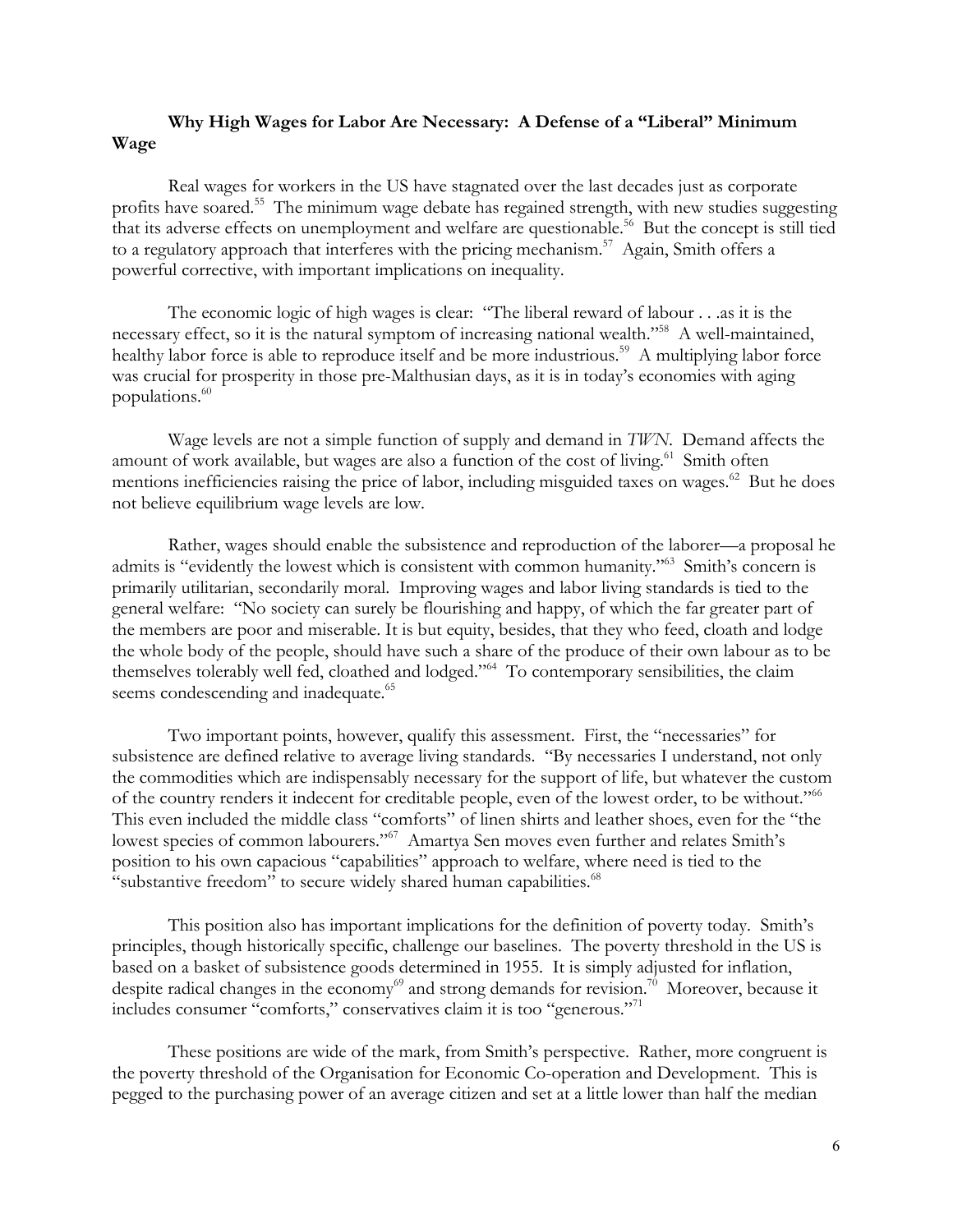### **Why High Wages for Labor Are Necessary: A Defense of a "Liberal" Minimum Wage**

Real wages for workers in the US have stagnated over the last decades just as corporate profits have soared.[55] The minimum wage debate has regained strength, with new studies suggesting that its adverse effects on unemployment and welfare are questionable.[56] But the concept is still tied to a regulatory approach that interferes with the pricing mechanism.[57] Again, Smith offers a powerful corrective, with important implications on inequality.

The economic logic of high wages is clear: "The liberal reward of labour . . .as it is the necessary effect, so it is the natural symptom of increasing national wealth."[58] A well-maintained, healthy labor force is able to reproduce itself and be more industrious.[59] A multiplying labor force was crucial for prosperity in those pre-Malthusian days, as it is in today's economies with aging populations.[60]

Wage levels are not a simple function of supply and demand in *TWN*. Demand affects the amount of work available, but wages are also a function of the cost of living.[61] Smith often mentions inefficiencies raising the price of labor, including misguided taxes on wages.[62] But he does not believe equilibrium wage levels are low.

Rather, wages should enable the subsistence and reproduction of the laborer—a proposal he admits is "evidently the lowest which is consistent with common humanity."[63] Smith's concern is primarily utilitarian, secondarily moral. Improving wages and labor living standards is tied to the general welfare: "No society can surely be flourishing and happy, of which the far greater part of the members are poor and miserable. It is but equity, besides, that they who feed, cloath and lodge the whole body of the people, should have such a share of the produce of their own labour as to be themselves tolerably well fed, cloathed and lodged."[64] To contemporary sensibilities, the claim seems condescending and inadequate.[65]

Two important points, however, qualify this assessment. First, the "necessaries" for subsistence are defined relative to average living standards. "By necessaries I understand, not only the commodities which are indispensably necessary for the support of life, but whatever the custom of the country renders it indecent for creditable people, even of the lowest order, to be without."[66] This even included the middle class "comforts" of linen shirts and leather shoes, even for the "the lowest species of common labourers."[67] Amartya Sen moves even further and relates Smith's position to his own capacious "capabilities" approach to welfare, where need is tied to the "substantive freedom" to secure widely shared human capabilities.[68]

This position also has important implications for the definition of poverty today. Smith's principles, though historically specific, challenge our baselines. The poverty threshold in the US is based on a basket of subsistence goods determined in 1955. It is simply adjusted for inflation, despite radical changes in the economy[69] and strong demands for revision.[70] Moreover, because it includes consumer "comforts," conservatives claim it is too "generous."[71]

These positions are wide of the mark, from Smith's perspective. Rather, more congruent is the poverty threshold of the Organisation for Economic Co-operation and Development. This is pegged to the purchasing power of an average citizen and set at a little lower than half the median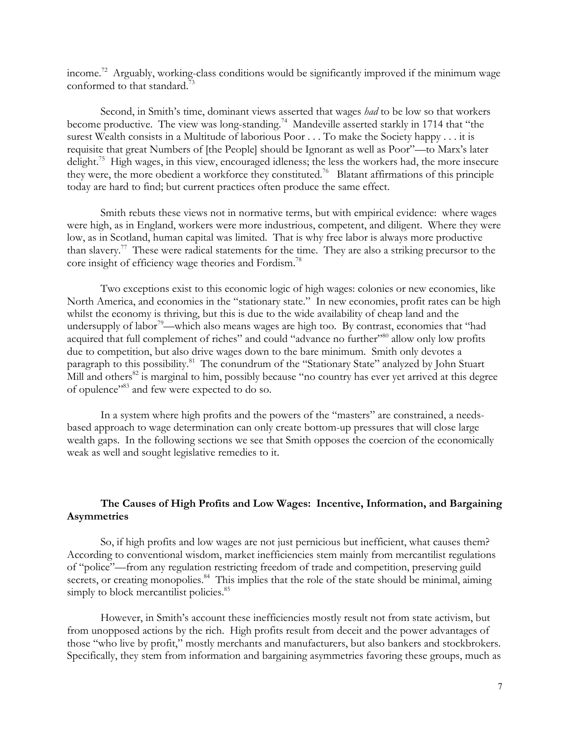income.[72] Arguably, working-class conditions would be significantly improved if the minimum wage conformed to that standard.[73]

Second, in Smith's time, dominant views asserted that wages *had* to be low so that workers become productive. The view was long-standing.[74] Mandeville asserted starkly in 1714 that "the surest Wealth consists in a Multitude of laborious Poor . . . To make the Society happy . . . it is requisite that great Numbers of [the People] should be Ignorant as well as Poor"—to Marx's later delight.[75] High wages, in this view, encouraged idleness; the less the workers had, the more insecure they were, the more obedient a workforce they constituted.[76] Blatant affirmations of this principle today are hard to find; but current practices often produce the same effect.

Smith rebuts these views not in normative terms, but with empirical evidence: where wages were high, as in England, workers were more industrious, competent, and diligent. Where they were low, as in Scotland, human capital was limited. That is why free labor is always more productive than slavery.[77] These were radical statements for the time. They are also a striking precursor to the core insight of efficiency wage theories and Fordism.[78]

Two exceptions exist to this economic logic of high wages: colonies or new economies, like North America, and economies in the "stationary state." In new economies, profit rates can be high whilst the economy is thriving, but this is due to the wide availability of cheap land and the undersupply of labor[79]—which also means wages are high too. By contrast, economies that "had acquired that full complement of riches" and could "advance no further"[80] allow only low profits due to competition, but also drive wages down to the bare minimum. Smith only devotes a paragraph to this possibility.[81] The conundrum of the "Stationary State" analyzed by John Stuart Mill and others[82] is marginal to him, possibly because "no country has ever yet arrived at this degree of opulence"[83] and few were expected to do so.

In a system where high profits and the powers of the "masters" are constrained, a needs-based approach to wage determination can only create bottom-up pressures that will close large wealth gaps. In the following sections we see that Smith opposes the coercion of the economically weak as well and sought legislative remedies to it.

### The Causes of High Profits and Low Wages: Incentive, Information, and Bargaining Asymmetries

So, if high profits and low wages are not just pernicious but inefficient, what causes them? According to conventional wisdom, market inefficiencies stem mainly from mercantilist regulations of "police"—from any regulation restricting freedom of trade and competition, preserving guild secrets, or creating monopolies.[84] This implies that the role of the state should be minimal, aiming simply to block mercantilist policies.[85]

However, in Smith's account these inefficiencies mostly result not from state activism, but from unopposed actions by the rich. High profits result from deceit and the power advantages of those "who live by profit," mostly merchants and manufacturers, but also bankers and stockbrokers. Specifically, they stem from information and bargaining asymmetries favoring these groups, much as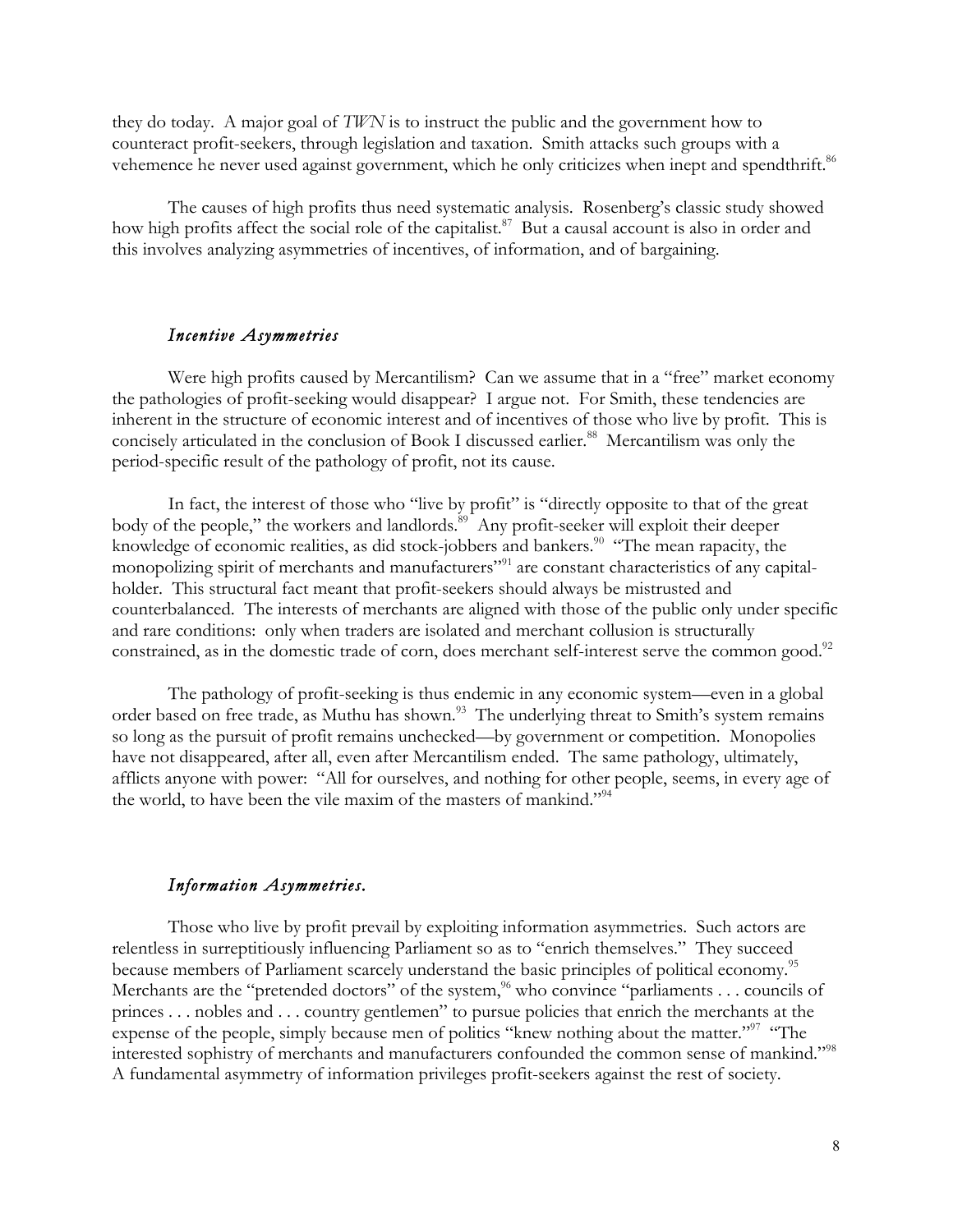they do today. A major goal of *TWN* is to instruct the public and the government how to counteract profit-seekers, through legislation and taxation. Smith attacks such groups with a vehemence he never used against government, which he only criticizes when inept and spendthrift.[86]

The causes of high profits thus need systematic analysis. Rosenberg's classic study showed how high profits affect the social role of the capitalist.[87] But a causal account is also in order and this involves analyzing asymmetries of incentives, of information, and of bargaining.

### *Incentive Asymmetries*

Were high profits caused by Mercantilism? Can we assume that in a "free" market economy the pathologies of profit-seeking would disappear? I argue not. For Smith, these tendencies are inherent in the structure of economic interest and of incentives of those who live by profit. This is concisely articulated in the conclusion of Book I discussed earlier.[88] Mercantilism was only the period-specific result of the pathology of profit, not its cause.

In fact, the interest of those who "live by profit" is "directly opposite to that of the great body of the people," the workers and landlords.[89] Any profit-seeker will exploit their deeper knowledge of economic realities, as did stock-jobbers and bankers.[90] "The mean rapacity, the monopolizing spirit of merchants and manufacturers"[91] are constant characteristics of any capital-holder. This structural fact meant that profit-seekers should always be mistrusted and counterbalanced. The interests of merchants are aligned with those of the public only under specific and rare conditions: only when traders are isolated and merchant collusion is structurally constrained, as in the domestic trade of corn, does merchant self-interest serve the common good.[92]

The pathology of profit-seeking is thus endemic in any economic system—even in a global order based on free trade, as Muthu has shown.[93] The underlying threat to Smith's system remains so long as the pursuit of profit remains unchecked—by government or competition. Monopolies have not disappeared, after all, even after Mercantilism ended. The same pathology, ultimately, afflicts anyone with power: "All for ourselves, and nothing for other people, seems, in every age of the world, to have been the vile maxim of the masters of mankind."[94]

### *Information Asymmetries.*

Those who live by profit prevail by exploiting information asymmetries. Such actors are relentless in surreptitiously influencing Parliament so as to "enrich themselves." They succeed because members of Parliament scarcely understand the basic principles of political economy.[95] Merchants are the "pretended doctors" of the system,[96] who convince "parliaments . . . councils of princes . . . nobles and . . . country gentlemen" to pursue policies that enrich the merchants at the expense of the people, simply because men of politics "knew nothing about the matter."[97] "The interested sophistry of merchants and manufacturers confounded the common sense of mankind."[98] A fundamental asymmetry of information privileges profit-seekers against the rest of society.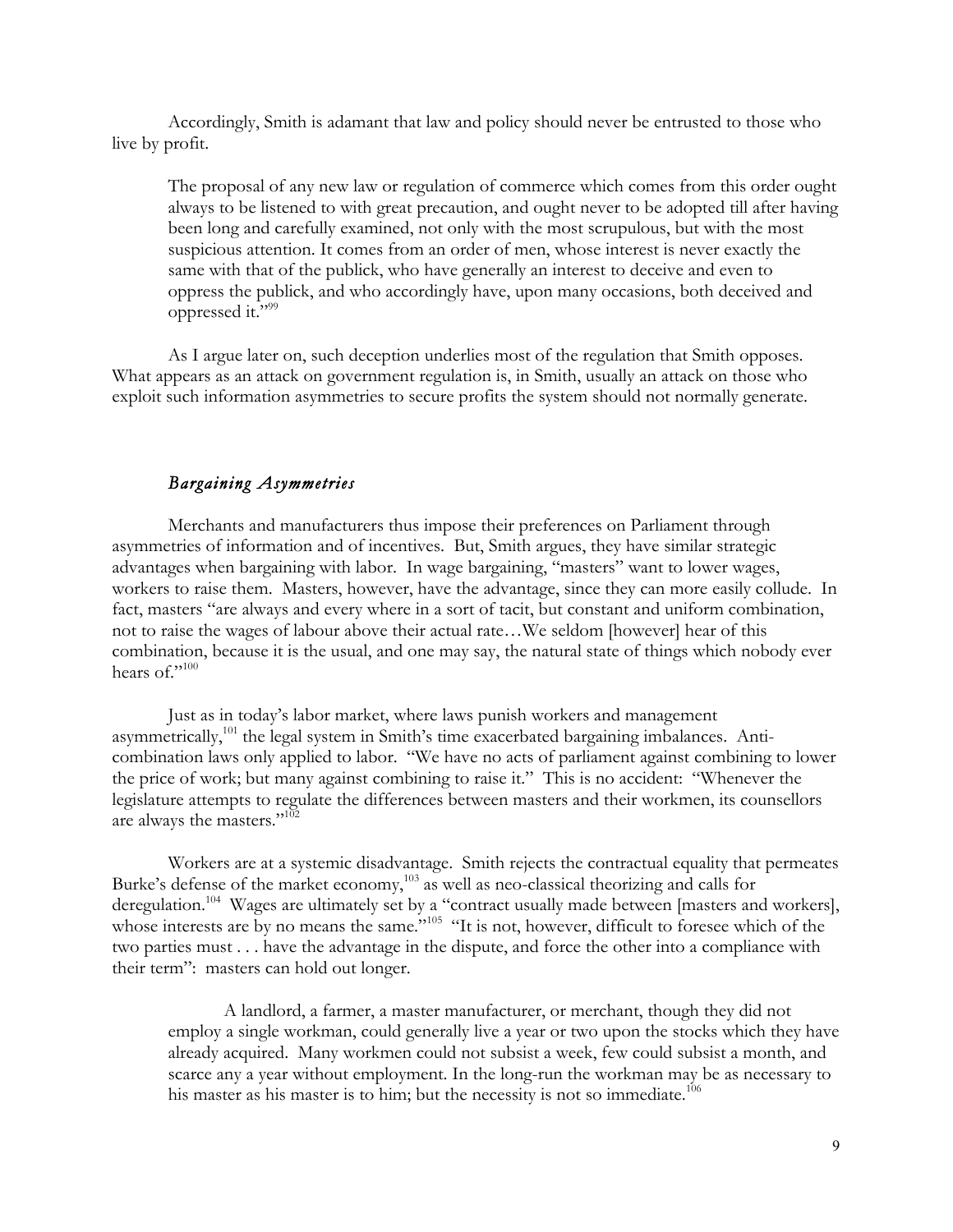Accordingly, Smith is adamant that law and policy should never be entrusted to those who live by profit.

> The proposal of any new law or regulation of commerce which comes from this order ought always to be listened to with great precaution, and ought never to be adopted till after having been long and carefully examined, not only with the most scrupulous, but with the most suspicious attention. It comes from an order of men, whose interest is never exactly the same with that of the publick, who have generally an interest to deceive and even to oppress the publick, and who accordingly have, upon many occasions, both deceived and oppressed it."[99]

As I argue later on, such deception underlies most of the regulation that Smith opposes. What appears as an attack on government regulation is, in Smith, usually an attack on those who exploit such information asymmetries to secure profits the system should not normally generate.

### *Bargaining Asymmetries*

Merchants and manufacturers thus impose their preferences on Parliament through asymmetries of information and of incentives. But, Smith argues, they have similar strategic advantages when bargaining with labor. In wage bargaining, "masters" want to lower wages, workers to raise them. Masters, however, have the advantage, since they can more easily collude. In fact, masters "are always and every where in a sort of tacit, but constant and uniform combination, not to raise the wages of labour above their actual rate…We seldom [however] hear of this combination, because it is the usual, and one may say, the natural state of things which nobody ever hears of."[100]

Just as in today's labor market, where laws punish workers and management asymmetrically,[101] the legal system in Smith's time exacerbated bargaining imbalances. Anti-combination laws only applied to labor. "We have no acts of parliament against combining to lower the price of work; but many against combining to raise it." This is no accident: "Whenever the legislature attempts to regulate the differences between masters and their workmen, its counsellors are always the masters."[102]

Workers are at a systemic disadvantage. Smith rejects the contractual equality that permeates Burke's defense of the market economy,[103] as well as neo-classical theorizing and calls for deregulation.[104] Wages are ultimately set by a "contract usually made between [masters and workers], whose interests are by no means the same."[105] "It is not, however, difficult to foresee which of the two parties must . . . have the advantage in the dispute, and force the other into a compliance with their term": masters can hold out longer.

> A landlord, a farmer, a master manufacturer, or merchant, though they did not employ a single workman, could generally live a year or two upon the stocks which they have already acquired. Many workmen could not subsist a week, few could subsist a month, and scarce any a year without employment. In the long-run the workman may be as necessary to his master as his master is to him; but the necessity is not so immediate.[106]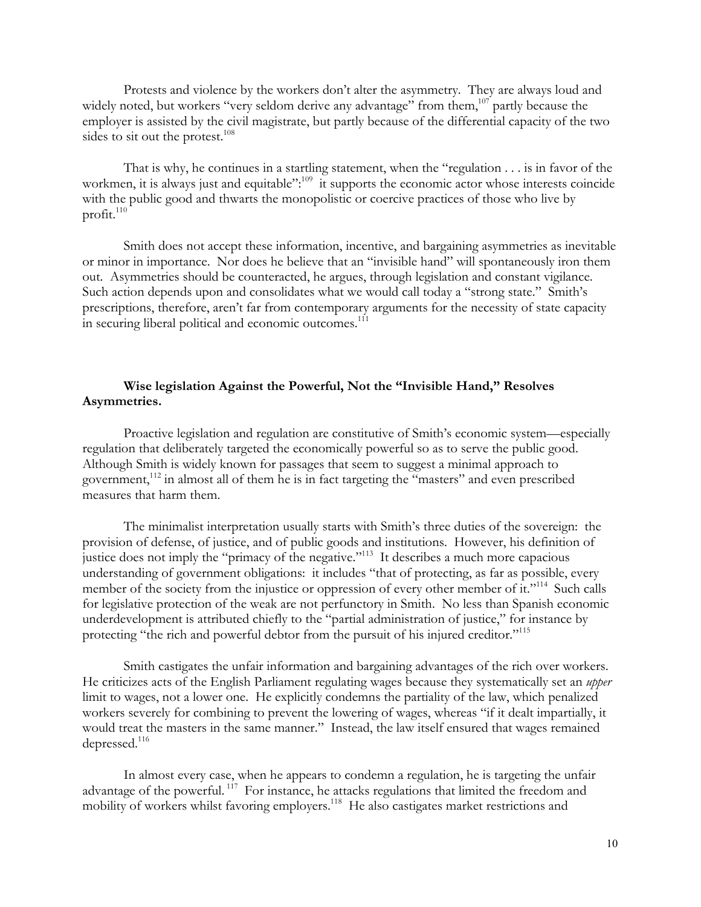Protests and violence by the workers don't alter the asymmetry. They are always loud and widely noted, but workers "very seldom derive any advantage" from them,[107] partly because the employer is assisted by the civil magistrate, but partly because of the differential capacity of the two sides to sit out the protest.[108]

That is why, he continues in a startling statement, when the "regulation . . . is in favor of the workmen, it is always just and equitable":[109] it supports the economic actor whose interests coincide with the public good and thwarts the monopolistic or coercive practices of those who live by profit.[110]

Smith does not accept these information, incentive, and bargaining asymmetries as inevitable or minor in importance. Nor does he believe that an "invisible hand" will spontaneously iron them out. Asymmetries should be counteracted, he argues, through legislation and constant vigilance. Such action depends upon and consolidates what we would call today a "strong state." Smith's prescriptions, therefore, aren't far from contemporary arguments for the necessity of state capacity in securing liberal political and economic outcomes.[111]

### Wise legislation Against the Powerful, Not the "Invisible Hand," Resolves Asymmetries.

Proactive legislation and regulation are constitutive of Smith's economic system—especially regulation that deliberately targeted the economically powerful so as to serve the public good. Although Smith is widely known for passages that seem to suggest a minimal approach to government,[112] in almost all of them he is in fact targeting the "masters" and even prescribed measures that harm them.

The minimalist interpretation usually starts with Smith's three duties of the sovereign: the provision of defense, of justice, and of public goods and institutions. However, his definition of justice does not imply the "primacy of the negative."[113] It describes a much more capacious understanding of government obligations: it includes "that of protecting, as far as possible, every member of the society from the injustice or oppression of every other member of it."[114] Such calls for legislative protection of the weak are not perfunctory in Smith. No less than Spanish economic underdevelopment is attributed chiefly to the "partial administration of justice," for instance by protecting "the rich and powerful debtor from the pursuit of his injured creditor."[115]

Smith castigates the unfair information and bargaining advantages of the rich over workers. He criticizes acts of the English Parliament regulating wages because they systematically set an *upper* limit to wages, not a lower one. He explicitly condemns the partiality of the law, which penalized workers severely for combining to prevent the lowering of wages, whereas "if it dealt impartially, it would treat the masters in the same manner." Instead, the law itself ensured that wages remained depressed.[116]

In almost every case, when he appears to condemn a regulation, he is targeting the unfair advantage of the powerful.[117] For instance, he attacks regulations that limited the freedom and mobility of workers whilst favoring employers.[118] He also castigates market restrictions and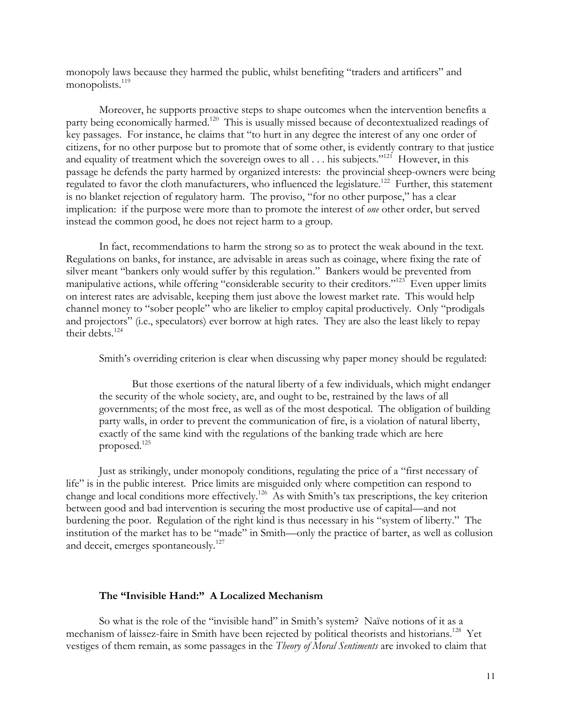monopoly laws because they harmed the public, whilst benefiting "traders and artificers" and monopolists.[119]

Moreover, he supports proactive steps to shape outcomes when the intervention benefits a party being economically harmed.[120] This is usually missed because of decontextualized readings of key passages. For instance, he claims that "to hurt in any degree the interest of any one order of citizens, for no other purpose but to promote that of some other, is evidently contrary to that justice and equality of treatment which the sovereign owes to all . . . his subjects."[121] However, in this passage he defends the party harmed by organized interests: the provincial sheep-owners were being regulated to favor the cloth manufacturers, who influenced the legislature.[122] Further, this statement is no blanket rejection of regulatory harm. The proviso, "for no other purpose," has a clear implication: if the purpose were more than to promote the interest of *one* other order, but served instead the common good, he does not reject harm to a group.

In fact, recommendations to harm the strong so as to protect the weak abound in the text. Regulations on banks, for instance, are advisable in areas such as coinage, where fixing the rate of silver meant "bankers only would suffer by this regulation." Bankers would be prevented from manipulative actions, while offering "considerable security to their creditors."[123] Even upper limits on interest rates are advisable, keeping them just above the lowest market rate. This would help channel money to "sober people" who are likelier to employ capital productively. Only "prodigals and projectors" (i.e., speculators) ever borrow at high rates. They are also the least likely to repay their debts.[124]

Smith's overriding criterion is clear when discussing why paper money should be regulated:

> But those exertions of the natural liberty of a few individuals, which might endanger the security of the whole society, are, and ought to be, restrained by the laws of all governments; of the most free, as well as of the most despotical. The obligation of building party walls, in order to prevent the communication of fire, is a violation of natural liberty, exactly of the same kind with the regulations of the banking trade which are here proposed.[125]

Just as strikingly, under monopoly conditions, regulating the price of a "first necessary of life" is in the public interest. Price limits are misguided only where competition can respond to change and local conditions more effectively.[126] As with Smith's tax prescriptions, the key criterion between good and bad intervention is securing the most productive use of capital—and not burdening the poor. Regulation of the right kind is thus necessary in his "system of liberty." The institution of the market has to be "made" in Smith—only the practice of barter, as well as collusion and deceit, emerges spontaneously.[127]

### The "Invisible Hand:" A Localized Mechanism

So what is the role of the "invisible hand" in Smith's system? Naïve notions of it as a mechanism of laissez-faire in Smith have been rejected by political theorists and historians.[128] Yet vestiges of them remain, as some passages in the *Theory of Moral Sentiments* are invoked to claim that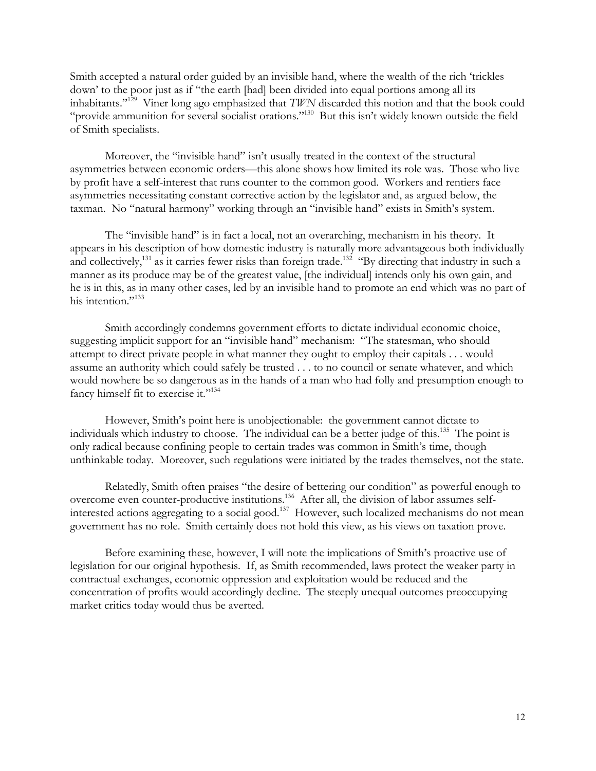Smith accepted a natural order guided by an invisible hand, where the wealth of the rich 'trickles down' to the poor just as if "the earth [had] been divided into equal portions among all its inhabitants."[129] Viner long ago emphasized that *TWN* discarded this notion and that the book could "provide ammunition for several socialist orations."[130] But this isn't widely known outside the field of Smith specialists.

Moreover, the "invisible hand" isn't usually treated in the context of the structural asymmetries between economic orders—this alone shows how limited its role was. Those who live by profit have a self-interest that runs counter to the common good. Workers and rentiers face asymmetries necessitating constant corrective action by the legislator and, as argued below, the taxman. No "natural harmony" working through an "invisible hand" exists in Smith's system.

The "invisible hand" is in fact a local, not an overarching, mechanism in his theory. It appears in his description of how domestic industry is naturally more advantageous both individually and collectively,[131] as it carries fewer risks than foreign trade.[132] "By directing that industry in such a manner as its produce may be of the greatest value, [the individual] intends only his own gain, and he is in this, as in many other cases, led by an invisible hand to promote an end which was no part of his intention."[133]

Smith accordingly condemns government efforts to dictate individual economic choice, suggesting implicit support for an "invisible hand" mechanism: "The statesman, who should attempt to direct private people in what manner they ought to employ their capitals . . . would assume an authority which could safely be trusted . . . to no council or senate whatever, and which would nowhere be so dangerous as in the hands of a man who had folly and presumption enough to fancy himself fit to exercise it."[134]

However, Smith's point here is unobjectionable: the government cannot dictate to individuals which industry to choose. The individual can be a better judge of this.[135] The point is only radical because confining people to certain trades was common in Smith's time, though unthinkable today. Moreover, such regulations were initiated by the trades themselves, not the state.

Relatedly, Smith often praises "the desire of bettering our condition" as powerful enough to overcome even counter-productive institutions.[136] After all, the division of labor assumes self-interested actions aggregating to a social good.[137] However, such localized mechanisms do not mean government has no role. Smith certainly does not hold this view, as his views on taxation prove.

Before examining these, however, I will note the implications of Smith's proactive use of legislation for our original hypothesis. If, as Smith recommended, laws protect the weaker party in contractual exchanges, economic oppression and exploitation would be reduced and the concentration of profits would accordingly decline. The steeply unequal outcomes preoccupying market critics today would thus be averted.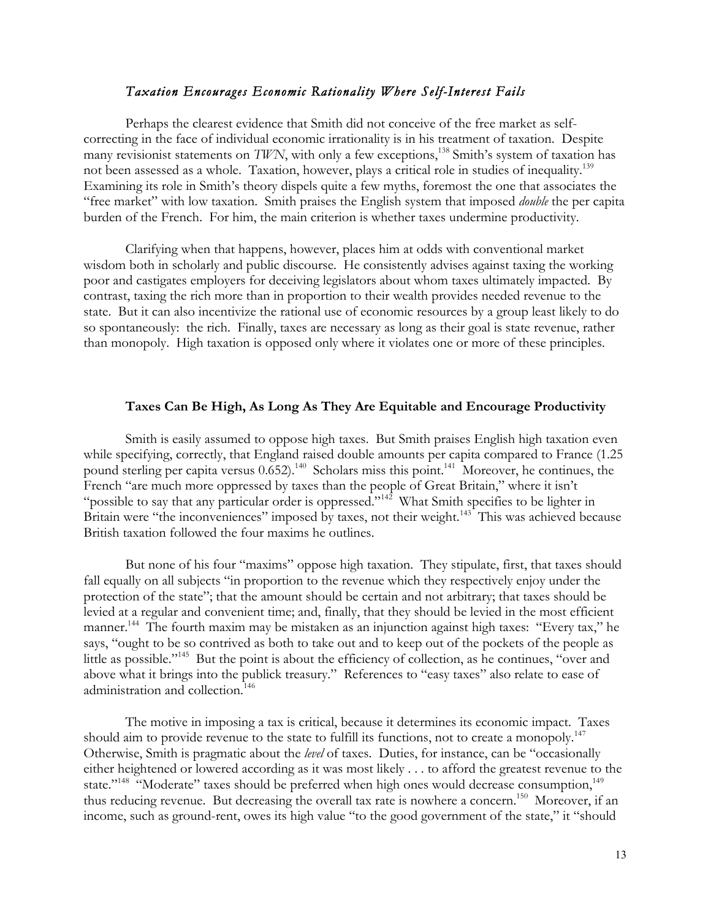### *Taxation Encourages Economic Rationality Where Self-Interest Fails*

Perhaps the clearest evidence that Smith did not conceive of the free market as self-correcting in the face of individual economic irrationality is in his treatment of taxation. Despite many revisionist statements on *TWN*, with only a few exceptions,[138] Smith's system of taxation has not been assessed as a whole. Taxation, however, plays a critical role in studies of inequality.[139] Examining its role in Smith's theory dispels quite a few myths, foremost the one that associates the "free market" with low taxation. Smith praises the English system that imposed *double* the per capita burden of the French. For him, the main criterion is whether taxes undermine productivity.

Clarifying when that happens, however, places him at odds with conventional market wisdom both in scholarly and public discourse. He consistently advises against taxing the working poor and castigates employers for deceiving legislators about whom taxes ultimately impacted. By contrast, taxing the rich more than in proportion to their wealth provides needed revenue to the state. But it can also incentivize the rational use of economic resources by a group least likely to do so spontaneously: the rich. Finally, taxes are necessary as long as their goal is state revenue, rather than monopoly. High taxation is opposed only where it violates one or more of these principles.

#### **Taxes Can Be High, As Long As They Are Equitable and Encourage Productivity**

Smith is easily assumed to oppose high taxes. But Smith praises English high taxation even while specifying, correctly, that England raised double amounts per capita compared to France (1.25 pound sterling per capita versus 0.652).[140] Scholars miss this point.[141] Moreover, he continues, the French "are much more oppressed by taxes than the people of Great Britain," where it isn't "possible to say that any particular order is oppressed."[142] What Smith specifies to be lighter in Britain were "the inconveniences" imposed by taxes, not their weight.[143] This was achieved because British taxation followed the four maxims he outlines.

But none of his four "maxims" oppose high taxation. They stipulate, first, that taxes should fall equally on all subjects "in proportion to the revenue which they respectively enjoy under the protection of the state"; that the amount should be certain and not arbitrary; that taxes should be levied at a regular and convenient time; and, finally, that they should be levied in the most efficient manner.[144] The fourth maxim may be mistaken as an injunction against high taxes: "Every tax," he says, "ought to be so contrived as both to take out and to keep out of the pockets of the people as little as possible."[145] But the point is about the efficiency of collection, as he continues, "over and above what it brings into the publick treasury." References to "easy taxes" also relate to ease of administration and collection.[146]

The motive in imposing a tax is critical, because it determines its economic impact. Taxes should aim to provide revenue to the state to fulfill its functions, not to create a monopoly.[147] Otherwise, Smith is pragmatic about the *level* of taxes. Duties, for instance, can be "occasionally either heightened or lowered according as it was most likely . . . to afford the greatest revenue to the state."[148] "Moderate" taxes should be preferred when high ones would decrease consumption,[149] thus reducing revenue. But decreasing the overall tax rate is nowhere a concern.[150] Moreover, if an income, such as ground-rent, owes its high value "to the good government of the state," it "should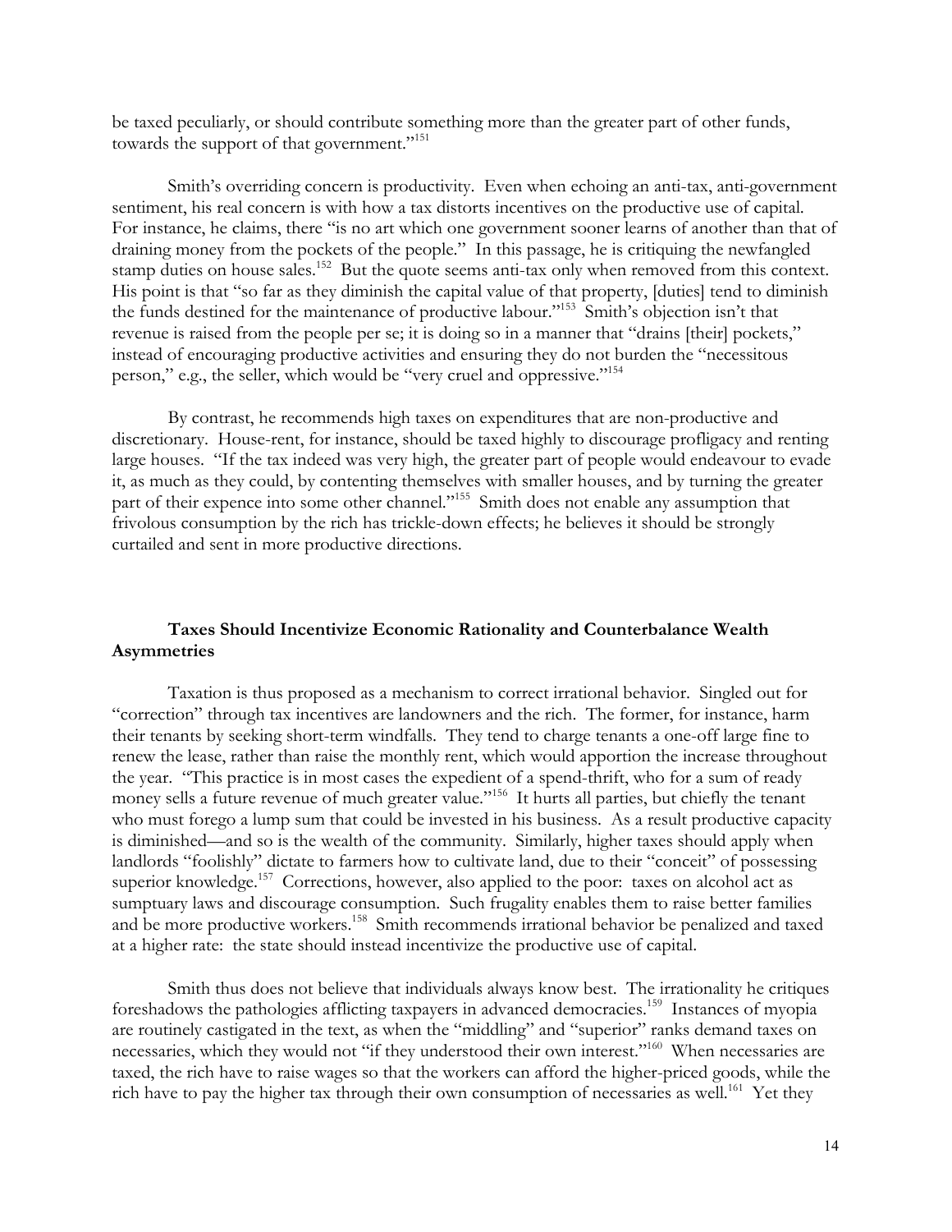be taxed peculiarly, or should contribute something more than the greater part of other funds, towards the support of that government."[151]

Smith's overriding concern is productivity. Even when echoing an anti-tax, anti-government sentiment, his real concern is with how a tax distorts incentives on the productive use of capital. For instance, he claims, there "is no art which one government sooner learns of another than that of draining money from the pockets of the people." In this passage, he is critiquing the newfangled stamp duties on house sales.[152] But the quote seems anti-tax only when removed from this context. His point is that "so far as they diminish the capital value of that property, [duties] tend to diminish the funds destined for the maintenance of productive labour."[153] Smith's objection isn't that revenue is raised from the people per se; it is doing so in a manner that "drains [their] pockets," instead of encouraging productive activities and ensuring they do not burden the "necessitous person," e.g., the seller, which would be "very cruel and oppressive."[154]

By contrast, he recommends high taxes on expenditures that are non-productive and discretionary. House-rent, for instance, should be taxed highly to discourage profligacy and renting large houses. "If the tax indeed was very high, the greater part of people would endeavour to evade it, as much as they could, by contenting themselves with smaller houses, and by turning the greater part of their expence into some other channel."[155] Smith does not enable any assumption that frivolous consumption by the rich has trickle-down effects; he believes it should be strongly curtailed and sent in more productive directions.

### Taxes Should Incentivize Economic Rationality and Counterbalance Wealth Asymmetries

Taxation is thus proposed as a mechanism to correct irrational behavior. Singled out for "correction" through tax incentives are landowners and the rich. The former, for instance, harm their tenants by seeking short-term windfalls. They tend to charge tenants a one-off large fine to renew the lease, rather than raise the monthly rent, which would apportion the increase throughout the year. "This practice is in most cases the expedient of a spend-thrift, who for a sum of ready money sells a future revenue of much greater value."[156] It hurts all parties, but chiefly the tenant who must forego a lump sum that could be invested in his business. As a result productive capacity is diminished—and so is the wealth of the community. Similarly, higher taxes should apply when landlords "foolishly" dictate to farmers how to cultivate land, due to their "conceit" of possessing superior knowledge.[157] Corrections, however, also applied to the poor: taxes on alcohol act as sumptuary laws and discourage consumption. Such frugality enables them to raise better families and be more productive workers.[158] Smith recommends irrational behavior be penalized and taxed at a higher rate: the state should instead incentivize the productive use of capital.

Smith thus does not believe that individuals always know best. The irrationality he critiques foreshadows the pathologies afflicting taxpayers in advanced democracies.[159] Instances of myopia are routinely castigated in the text, as when the "middling" and "superior" ranks demand taxes on necessaries, which they would not "if they understood their own interest."[160] When necessaries are taxed, the rich have to raise wages so that the workers can afford the higher-priced goods, while the rich have to pay the higher tax through their own consumption of necessaries as well.[161] Yet they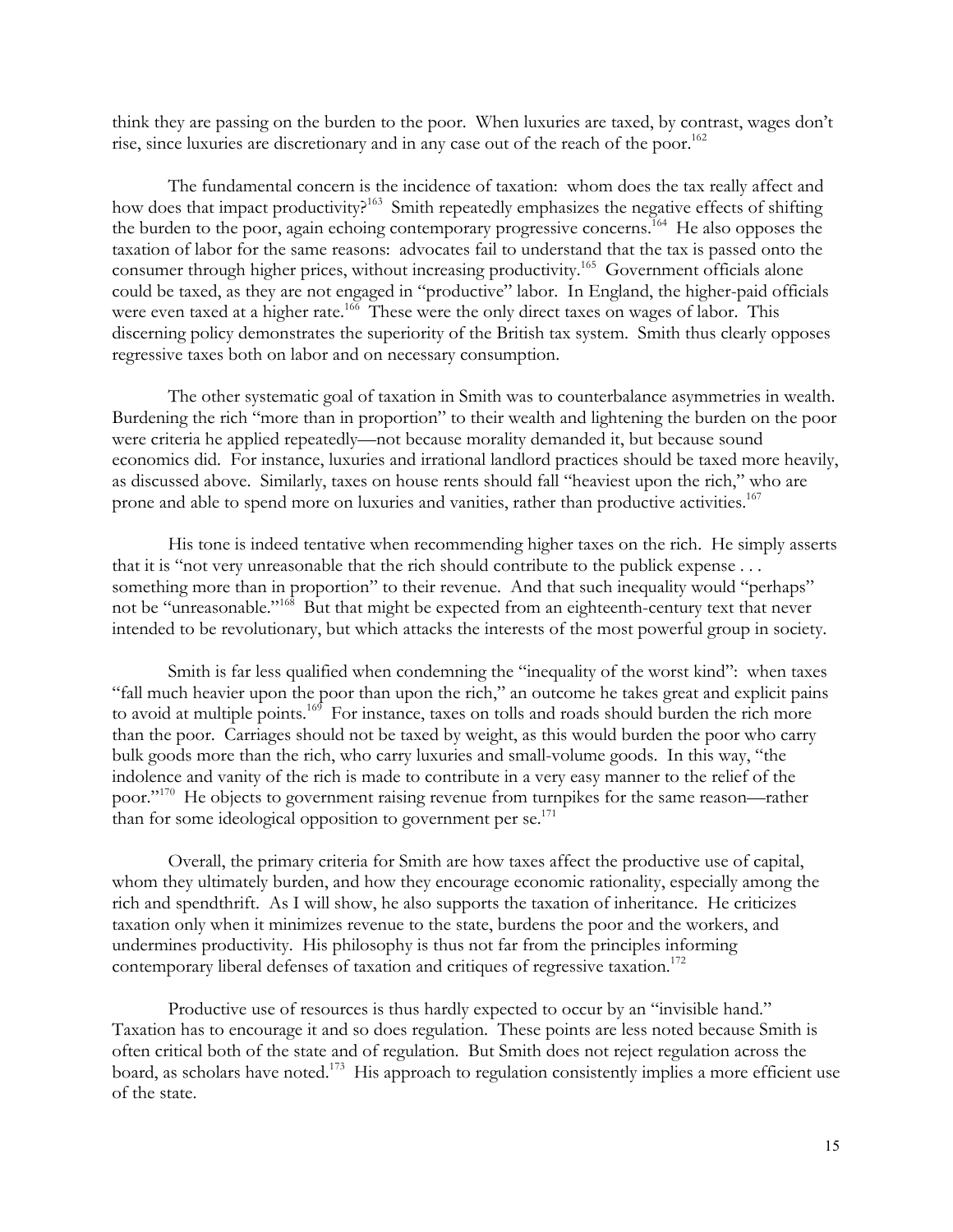think they are passing on the burden to the poor. When luxuries are taxed, by contrast, wages don't rise, since luxuries are discretionary and in any case out of the reach of the poor.[162]

The fundamental concern is the incidence of taxation: whom does the tax really affect and how does that impact productivity?[163] Smith repeatedly emphasizes the negative effects of shifting the burden to the poor, again echoing contemporary progressive concerns.[164] He also opposes the taxation of labor for the same reasons: advocates fail to understand that the tax is passed onto the consumer through higher prices, without increasing productivity.[165] Government officials alone could be taxed, as they are not engaged in "productive" labor. In England, the higher-paid officials were even taxed at a higher rate.[166] These were the only direct taxes on wages of labor. This discerning policy demonstrates the superiority of the British tax system. Smith thus clearly opposes regressive taxes both on labor and on necessary consumption.

The other systematic goal of taxation in Smith was to counterbalance asymmetries in wealth. Burdening the rich "more than in proportion" to their wealth and lightening the burden on the poor were criteria he applied repeatedly—not because morality demanded it, but because sound economics did. For instance, luxuries and irrational landlord practices should be taxed more heavily, as discussed above. Similarly, taxes on house rents should fall "heaviest upon the rich," who are prone and able to spend more on luxuries and vanities, rather than productive activities.[167]

His tone is indeed tentative when recommending higher taxes on the rich. He simply asserts that it is "not very unreasonable that the rich should contribute to the publick expense . . . something more than in proportion" to their revenue. And that such inequality would "perhaps" not be "unreasonable."[168] But that might be expected from an eighteenth-century text that never intended to be revolutionary, but which attacks the interests of the most powerful group in society.

Smith is far less qualified when condemning the "inequality of the worst kind": when taxes "fall much heavier upon the poor than upon the rich," an outcome he takes great and explicit pains to avoid at multiple points.[169] For instance, taxes on tolls and roads should burden the rich more than the poor. Carriages should not be taxed by weight, as this would burden the poor who carry bulk goods more than the rich, who carry luxuries and small-volume goods. In this way, "the indolence and vanity of the rich is made to contribute in a very easy manner to the relief of the poor."[170] He objects to government raising revenue from turnpikes for the same reason—rather than for some ideological opposition to government per se.[171]

Overall, the primary criteria for Smith are how taxes affect the productive use of capital, whom they ultimately burden, and how they encourage economic rationality, especially among the rich and spendthrift. As I will show, he also supports the taxation of inheritance. He criticizes taxation only when it minimizes revenue to the state, burdens the poor and the workers, and undermines productivity. His philosophy is thus not far from the principles informing contemporary liberal defenses of taxation and critiques of regressive taxation.[172]

Productive use of resources is thus hardly expected to occur by an "invisible hand." Taxation has to encourage it and so does regulation. These points are less noted because Smith is often critical both of the state and of regulation. But Smith does not reject regulation across the board, as scholars have noted.[173] His approach to regulation consistently implies a more efficient use of the state.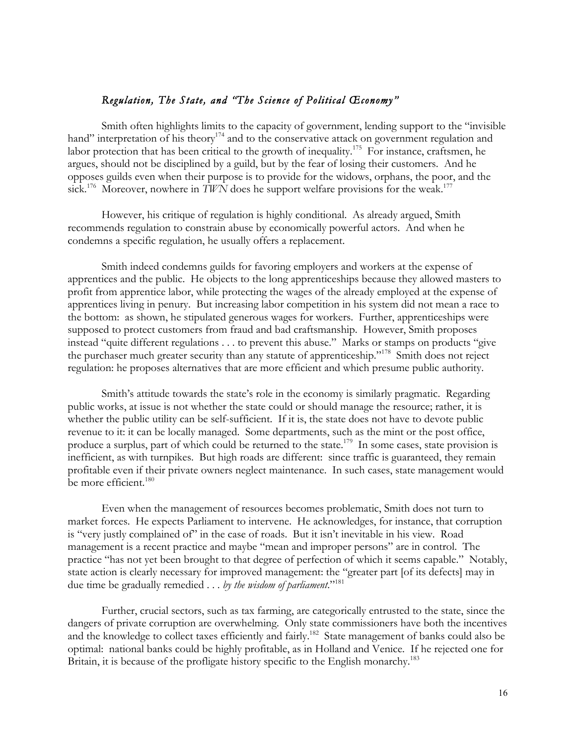### *Regulation, The State, and "The Science of Political Œconomy"*

Smith often highlights limits to the capacity of government, lending support to the "invisible hand" interpretation of his theory[174] and to the conservative attack on government regulation and labor protection that has been critical to the growth of inequality.[175] For instance, craftsmen, he argues, should not be disciplined by a guild, but by the fear of losing their customers. And he opposes guilds even when their purpose is to provide for the widows, orphans, the poor, and the sick.[176] Moreover, nowhere in *TWN* does he support welfare provisions for the weak.[177]

However, his critique of regulation is highly conditional. As already argued, Smith recommends regulation to constrain abuse by economically powerful actors. And when he condemns a specific regulation, he usually offers a replacement.

Smith indeed condemns guilds for favoring employers and workers at the expense of apprentices and the public. He objects to the long apprenticeships because they allowed masters to profit from apprentice labor, while protecting the wages of the already employed at the expense of apprentices living in penury. But increasing labor competition in his system did not mean a race to the bottom: as shown, he stipulated generous wages for workers. Further, apprenticeships were supposed to protect customers from fraud and bad craftsmanship. However, Smith proposes instead "quite different regulations . . . to prevent this abuse." Marks or stamps on products "give the purchaser much greater security than any statute of apprenticeship."[178] Smith does not reject regulation: he proposes alternatives that are more efficient and which presume public authority.

Smith's attitude towards the state's role in the economy is similarly pragmatic. Regarding public works, at issue is not whether the state could or should manage the resource; rather, it is whether the public utility can be self-sufficient. If it is, the state does not have to devote public revenue to it: it can be locally managed. Some departments, such as the mint or the post office, produce a surplus, part of which could be returned to the state.[179] In some cases, state provision is inefficient, as with turnpikes. But high roads are different: since traffic is guaranteed, they remain profitable even if their private owners neglect maintenance. In such cases, state management would be more efficient.[180]

Even when the management of resources becomes problematic, Smith does not turn to market forces. He expects Parliament to intervene. He acknowledges, for instance, that corruption is "very justly complained of" in the case of roads. But it isn't inevitable in his view. Road management is a recent practice and maybe "mean and improper persons" are in control. The practice "has not yet been brought to that degree of perfection of which it seems capable." Notably, state action is clearly necessary for improved management: the "greater part [of its defects] may in due time be gradually remedied . . . *by the wisdom of parliament*."[181]

Further, crucial sectors, such as tax farming, are categorically entrusted to the state, since the dangers of private corruption are overwhelming. Only state commissioners have both the incentives and the knowledge to collect taxes efficiently and fairly.[182] State management of banks could also be optimal: national banks could be highly profitable, as in Holland and Venice. If he rejected one for Britain, it is because of the profligate history specific to the English monarchy.[183]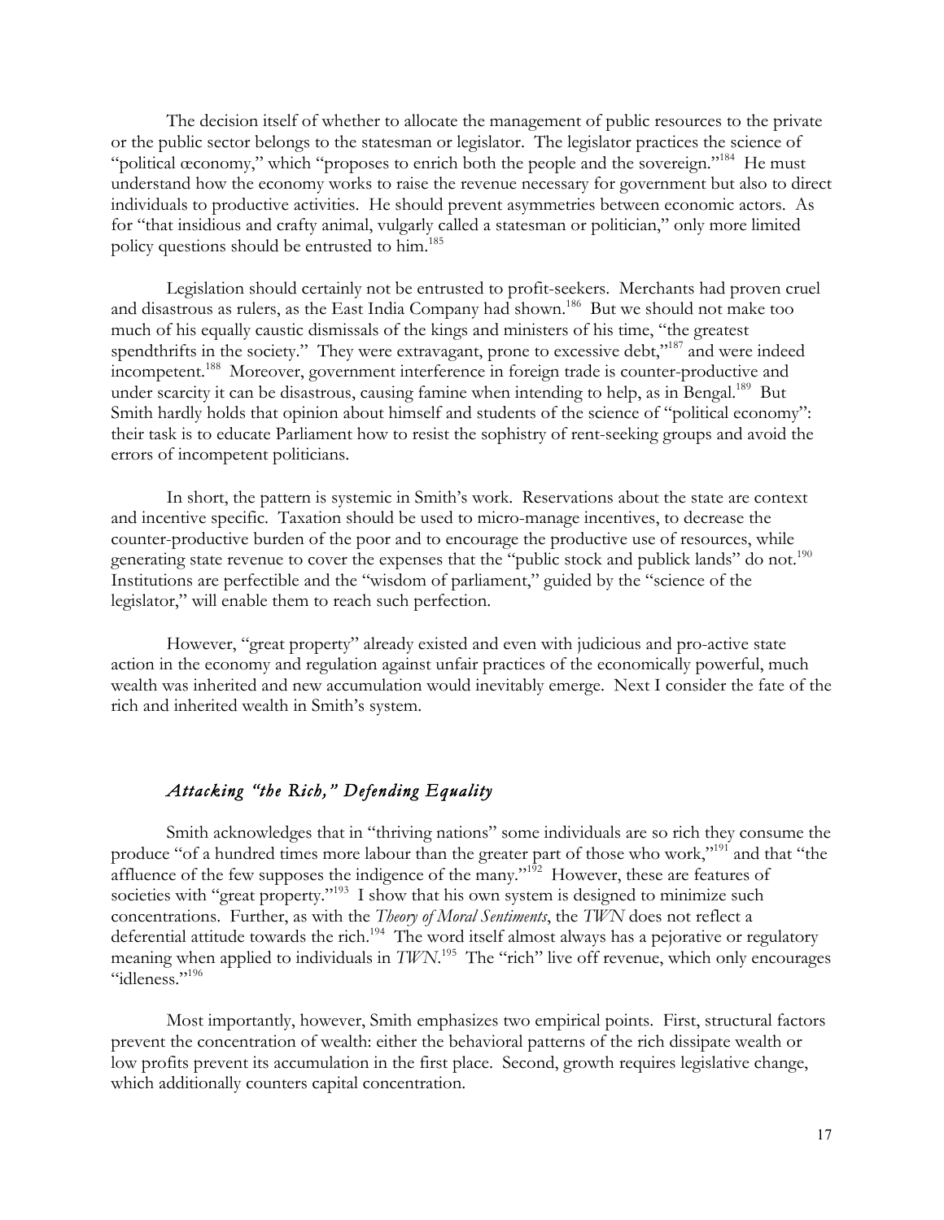The decision itself of whether to allocate the management of public resources to the private or the public sector belongs to the statesman or legislator. The legislator practices the science of "political œconomy," which "proposes to enrich both the people and the sovereign."[184] He must understand how the economy works to raise the revenue necessary for government but also to direct individuals to productive activities. He should prevent asymmetries between economic actors. As for "that insidious and crafty animal, vulgarly called a statesman or politician," only more limited policy questions should be entrusted to him.[185]

Legislation should certainly not be entrusted to profit-seekers. Merchants had proven cruel and disastrous as rulers, as the East India Company had shown.[186] But we should not make too much of his equally caustic dismissals of the kings and ministers of his time, "the greatest spendthrifts in the society." They were extravagant, prone to excessive debt,"[187] and were indeed incompetent.[188] Moreover, government interference in foreign trade is counter-productive and under scarcity it can be disastrous, causing famine when intending to help, as in Bengal.[189] But Smith hardly holds that opinion about himself and students of the science of "political economy": their task is to educate Parliament how to resist the sophistry of rent-seeking groups and avoid the errors of incompetent politicians.

In short, the pattern is systemic in Smith's work. Reservations about the state are context and incentive specific. Taxation should be used to micro-manage incentives, to decrease the counter-productive burden of the poor and to encourage the productive use of resources, while generating state revenue to cover the expenses that the "public stock and publick lands" do not.[190] Institutions are perfectible and the "wisdom of parliament," guided by the "science of the legislator," will enable them to reach such perfection.

However, "great property" already existed and even with judicious and pro-active state action in the economy and regulation against unfair practices of the economically powerful, much wealth was inherited and new accumulation would inevitably emerge. Next I consider the fate of the rich and inherited wealth in Smith's system.

### *Attacking "the Rich," Defending Equality*

Smith acknowledges that in "thriving nations" some individuals are so rich they consume the produce "of a hundred times more labour than the greater part of those who work,"[191] and that "the affluence of the few supposes the indigence of the many."[192] However, these are features of societies with "great property."[193] I show that his own system is designed to minimize such concentrations. Further, as with the *Theory of Moral Sentiments*, the *TWN* does not reflect a deferential attitude towards the rich.[194] The word itself almost always has a pejorative or regulatory meaning when applied to individuals in *TWN*.[195] The "rich" live off revenue, which only encourages "idleness."[196]

Most importantly, however, Smith emphasizes two empirical points. First, structural factors prevent the concentration of wealth: either the behavioral patterns of the rich dissipate wealth or low profits prevent its accumulation in the first place. Second, growth requires legislative change, which additionally counters capital concentration.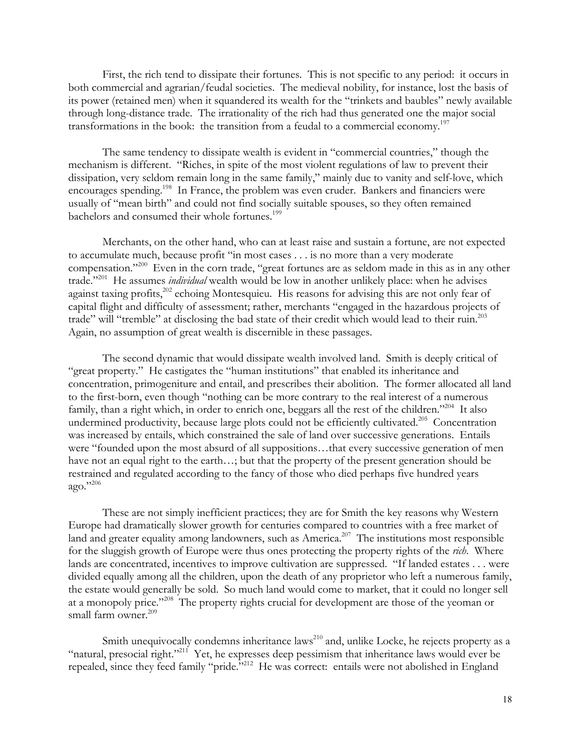First, the rich tend to dissipate their fortunes. This is not specific to any period: it occurs in both commercial and agrarian/feudal societies. The medieval nobility, for instance, lost the basis of its power (retained men) when it squandered its wealth for the "trinkets and baubles" newly available through long-distance trade. The irrationality of the rich had thus generated one the major social transformations in the book: the transition from a feudal to a commercial economy.[197]

The same tendency to dissipate wealth is evident in "commercial countries," though the mechanism is different. "Riches, in spite of the most violent regulations of law to prevent their dissipation, very seldom remain long in the same family," mainly due to vanity and self-love, which encourages spending.[198] In France, the problem was even cruder. Bankers and financiers were usually of "mean birth" and could not find socially suitable spouses, so they often remained bachelors and consumed their whole fortunes.[199]

Merchants, on the other hand, who can at least raise and sustain a fortune, are not expected to accumulate much, because profit "in most cases . . . is no more than a very moderate compensation."[200] Even in the corn trade, "great fortunes are as seldom made in this as in any other trade."[201] He assumes *individual* wealth would be low in another unlikely place: when he advises against taxing profits,[202] echoing Montesquieu. His reasons for advising this are not only fear of capital flight and difficulty of assessment; rather, merchants "engaged in the hazardous projects of trade" will "tremble" at disclosing the bad state of their credit which would lead to their ruin.[203] Again, no assumption of great wealth is discernible in these passages.

The second dynamic that would dissipate wealth involved land. Smith is deeply critical of "great property." He castigates the "human institutions" that enabled its inheritance and concentration, primogeniture and entail, and prescribes their abolition. The former allocated all land to the first-born, even though "nothing can be more contrary to the real interest of a numerous family, than a right which, in order to enrich one, beggars all the rest of the children."[204] It also undermined productivity, because large plots could not be efficiently cultivated.[205] Concentration was increased by entails, which constrained the sale of land over successive generations. Entails were "founded upon the most absurd of all suppositions…that every successive generation of men have not an equal right to the earth…; but that the property of the present generation should be restrained and regulated according to the fancy of those who died perhaps five hundred years ago."[206]

These are not simply inefficient practices; they are for Smith the key reasons why Western Europe had dramatically slower growth for centuries compared to countries with a free market of land and greater equality among landowners, such as America.[207] The institutions most responsible for the sluggish growth of Europe were thus ones protecting the property rights of the *rich*. Where lands are concentrated, incentives to improve cultivation are suppressed. "If landed estates . . . were divided equally among all the children, upon the death of any proprietor who left a numerous family, the estate would generally be sold. So much land would come to market, that it could no longer sell at a monopoly price."[208] The property rights crucial for development are those of the yeoman or small farm owner.[209]

Smith unequivocally condemns inheritance laws[210] and, unlike Locke, he rejects property as a "natural, presocial right."[211] Yet, he expresses deep pessimism that inheritance laws would ever be repealed, since they feed family "pride."[212] He was correct: entails were not abolished in England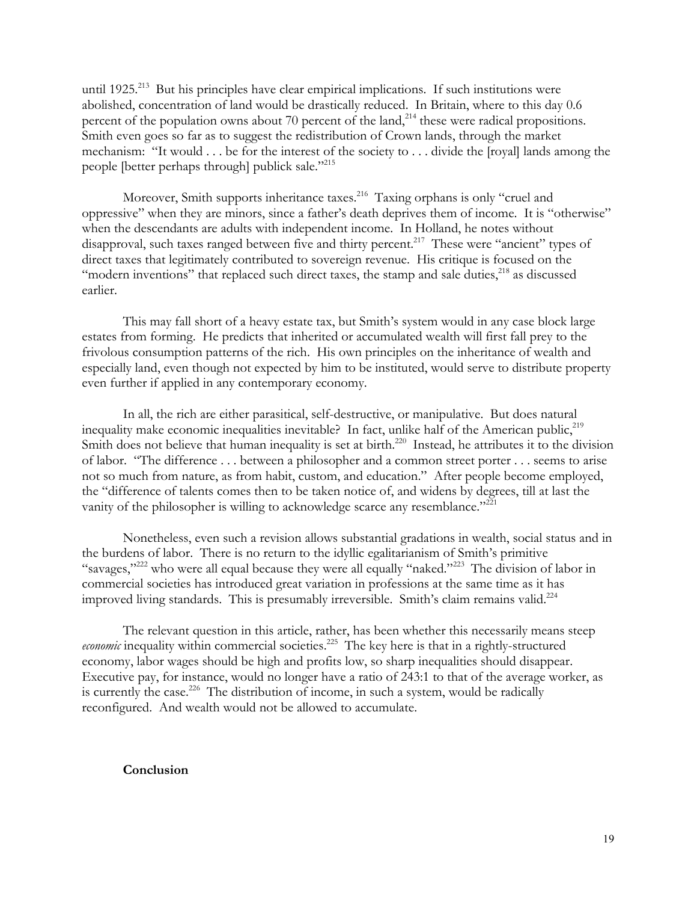until 1925.[213] But his principles have clear empirical implications. If such institutions were abolished, concentration of land would be drastically reduced. In Britain, where to this day 0.6 percent of the population owns about 70 percent of the land,[214] these were radical propositions. Smith even goes so far as to suggest the redistribution of Crown lands, through the market mechanism: "It would . . . be for the interest of the society to . . . divide the [royal] lands among the people [better perhaps through] publick sale."[215]

Moreover, Smith supports inheritance taxes.[216] Taxing orphans is only "cruel and oppressive" when they are minors, since a father's death deprives them of income. It is "otherwise" when the descendants are adults with independent income. In Holland, he notes without disapproval, such taxes ranged between five and thirty percent.[217] These were "ancient" types of direct taxes that legitimately contributed to sovereign revenue. His critique is focused on the "modern inventions" that replaced such direct taxes, the stamp and sale duties,[218] as discussed earlier.

This may fall short of a heavy estate tax, but Smith's system would in any case block large estates from forming. He predicts that inherited or accumulated wealth will first fall prey to the frivolous consumption patterns of the rich. His own principles on the inheritance of wealth and especially land, even though not expected by him to be instituted, would serve to distribute property even further if applied in any contemporary economy.

In all, the rich are either parasitical, self-destructive, or manipulative. But does natural inequality make economic inequalities inevitable? In fact, unlike half of the American public,[219] Smith does not believe that human inequality is set at birth.[220] Instead, he attributes it to the division of labor. "The difference . . . between a philosopher and a common street porter . . . seems to arise not so much from nature, as from habit, custom, and education." After people become employed, the "difference of talents comes then to be taken notice of, and widens by degrees, till at last the vanity of the philosopher is willing to acknowledge scarce any resemblance."[221]

Nonetheless, even such a revision allows substantial gradations in wealth, social status and in the burdens of labor. There is no return to the idyllic egalitarianism of Smith's primitive "savages,"[222] who were all equal because they were all equally "naked."[223] The division of labor in commercial societies has introduced great variation in professions at the same time as it has improved living standards. This is presumably irreversible. Smith's claim remains valid.[224]

The relevant question in this article, rather, has been whether this necessarily means steep *economic* inequality within commercial societies.[225] The key here is that in a rightly-structured economy, labor wages should be high and profits low, so sharp inequalities should disappear. Executive pay, for instance, would no longer have a ratio of 243:1 to that of the average worker, as is currently the case.[226] The distribution of income, in such a system, would be radically reconfigured. And wealth would not be allowed to accumulate.

## Conclusion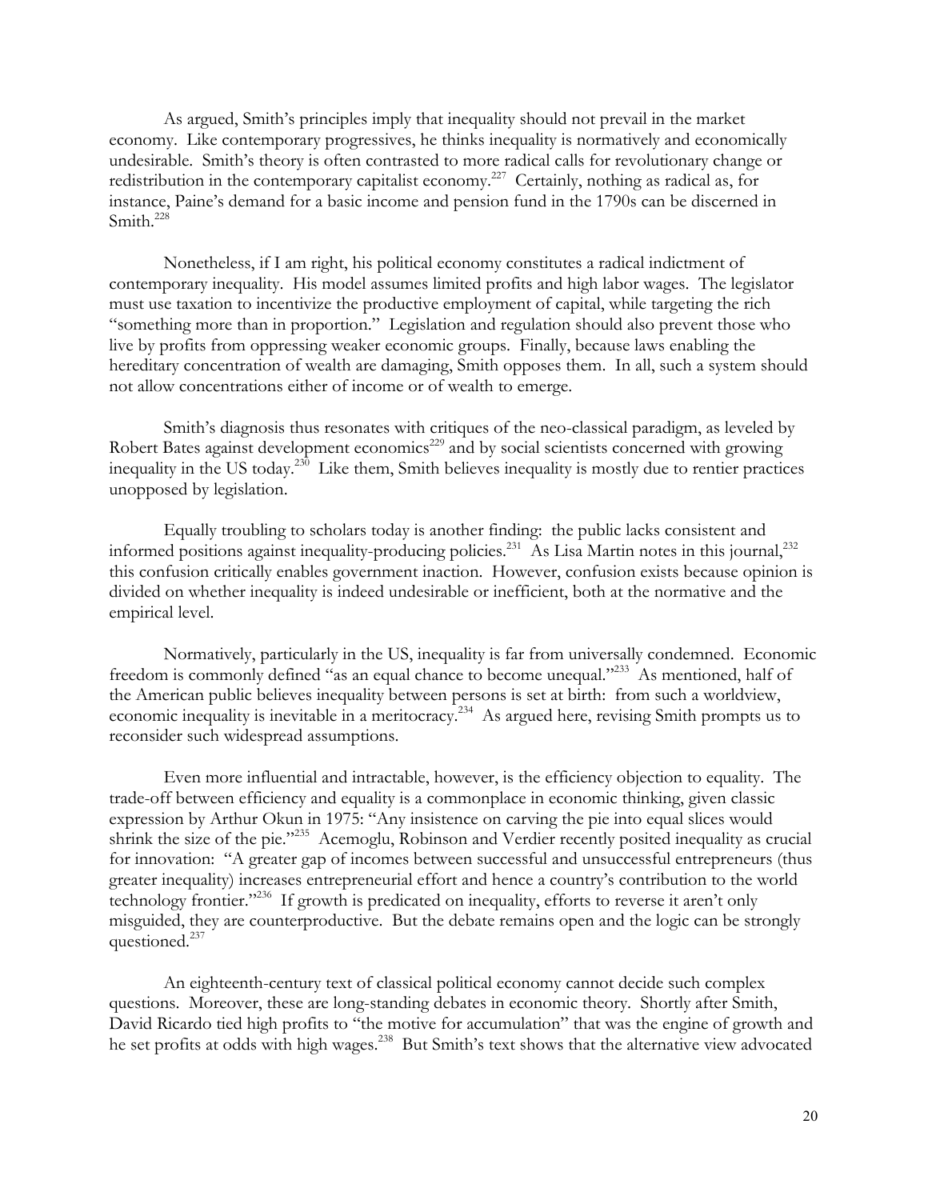As argued, Smith's principles imply that inequality should not prevail in the market economy. Like contemporary progressives, he thinks inequality is normatively and economically undesirable. Smith's theory is often contrasted to more radical calls for revolutionary change or redistribution in the contemporary capitalist economy.[227] Certainly, nothing as radical as, for instance, Paine's demand for a basic income and pension fund in the 1790s can be discerned in Smith.[228]

Nonetheless, if I am right, his political economy constitutes a radical indictment of contemporary inequality. His model assumes limited profits and high labor wages. The legislator must use taxation to incentivize the productive employment of capital, while targeting the rich "something more than in proportion." Legislation and regulation should also prevent those who live by profits from oppressing weaker economic groups. Finally, because laws enabling the hereditary concentration of wealth are damaging, Smith opposes them. In all, such a system should not allow concentrations either of income or of wealth to emerge.

Smith's diagnosis thus resonates with critiques of the neo-classical paradigm, as leveled by Robert Bates against development economics[229] and by social scientists concerned with growing inequality in the US today.[230] Like them, Smith believes inequality is mostly due to rentier practices unopposed by legislation.

Equally troubling to scholars today is another finding: the public lacks consistent and informed positions against inequality-producing policies.[231] As Lisa Martin notes in this journal,[232] this confusion critically enables government inaction. However, confusion exists because opinion is divided on whether inequality is indeed undesirable or inefficient, both at the normative and the empirical level.

Normatively, particularly in the US, inequality is far from universally condemned. Economic freedom is commonly defined "as an equal chance to become unequal."[233] As mentioned, half of the American public believes inequality between persons is set at birth: from such a worldview, economic inequality is inevitable in a meritocracy.[234] As argued here, revising Smith prompts us to reconsider such widespread assumptions.

Even more influential and intractable, however, is the efficiency objection to equality. The trade-off between efficiency and equality is a commonplace in economic thinking, given classic expression by Arthur Okun in 1975: "Any insistence on carving the pie into equal slices would shrink the size of the pie."[235] Acemoglu, Robinson and Verdier recently posited inequality as crucial for innovation: "A greater gap of incomes between successful and unsuccessful entrepreneurs (thus greater inequality) increases entrepreneurial effort and hence a country's contribution to the world technology frontier."[236] If growth is predicated on inequality, efforts to reverse it aren't only misguided, they are counterproductive. But the debate remains open and the logic can be strongly questioned.[237]

An eighteenth-century text of classical political economy cannot decide such complex questions. Moreover, these are long-standing debates in economic theory. Shortly after Smith, David Ricardo tied high profits to "the motive for accumulation" that was the engine of growth and he set profits at odds with high wages.[238] But Smith's text shows that the alternative view advocated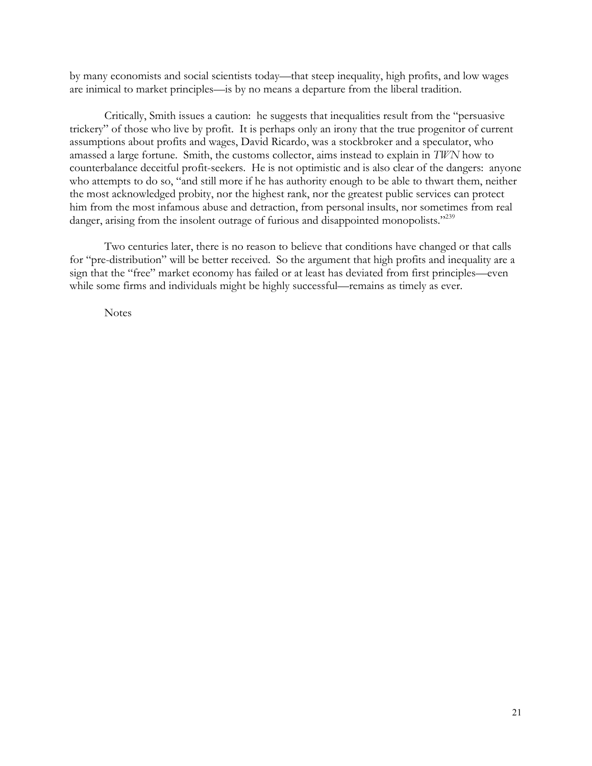by many economists and social scientists today—that steep inequality, high profits, and low wages are inimical to market principles—is by no means a departure from the liberal tradition.

Critically, Smith issues a caution: he suggests that inequalities result from the "persuasive trickery" of those who live by profit. It is perhaps only an irony that the true progenitor of current assumptions about profits and wages, David Ricardo, was a stockbroker and a speculator, who amassed a large fortune. Smith, the customs collector, aims instead to explain in *TWN* how to counterbalance deceitful profit-seekers. He is not optimistic and is also clear of the dangers: anyone who attempts to do so, "and still more if he has authority enough to be able to thwart them, neither the most acknowledged probity, nor the highest rank, nor the greatest public services can protect him from the most infamous abuse and detraction, from personal insults, nor sometimes from real danger, arising from the insolent outrage of furious and disappointed monopolists."[239]

Two centuries later, there is no reason to believe that conditions have changed or that calls for "pre-distribution" will be better received. So the argument that high profits and inequality are a sign that the "free" market economy has failed or at least has deviated from first principles—even while some firms and individuals might be highly successful—remains as timely as ever.

Notes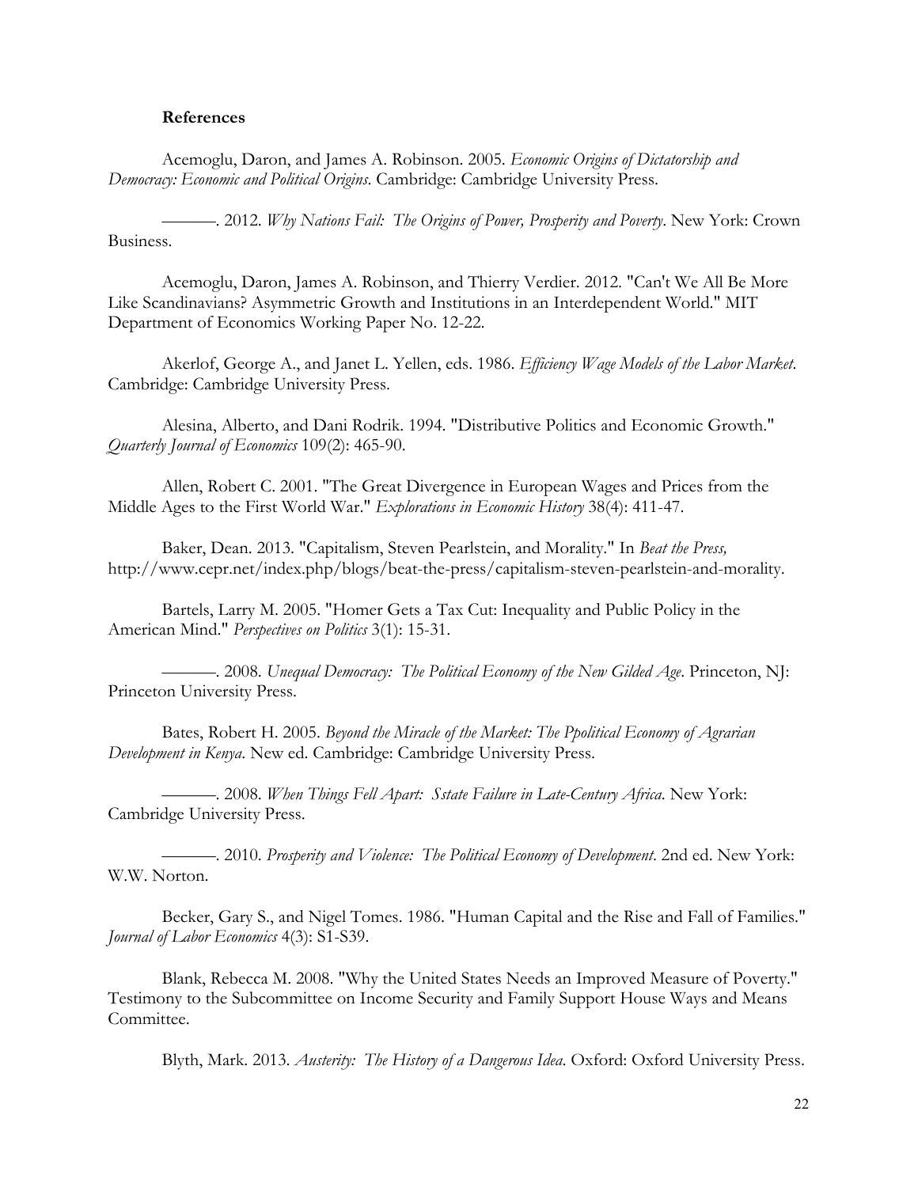**References**

Acemoglu, Daron, and James A. Robinson. 2005. *Economic Origins of Dictatorship and Democracy: Economic and Political Origins*. Cambridge: Cambridge University Press.

———. 2012. *Why Nations Fail: The Origins of Power, Prosperity and Poverty*. New York: Crown Business.

Acemoglu, Daron, James A. Robinson, and Thierry Verdier. 2012. "Can't We All Be More Like Scandinavians? Asymmetric Growth and Institutions in an Interdependent World." MIT Department of Economics Working Paper No. 12-22.

Akerlof, George A., and Janet L. Yellen, eds. 1986. *Efficiency Wage Models of the Labor Market*. Cambridge: Cambridge University Press.

Alesina, Alberto, and Dani Rodrik. 1994. "Distributive Politics and Economic Growth." *Quarterly Journal of Economics* 109(2): 465-90.

Allen, Robert C. 2001. "The Great Divergence in European Wages and Prices from the Middle Ages to the First World War." *Explorations in Economic History* 38(4): 411-47.

Baker, Dean. 2013. "Capitalism, Steven Pearlstein, and Morality." In *Beat the Press,* http://www.cepr.net/index.php/blogs/beat-the-press/capitalism-steven-pearlstein-and-morality.

Bartels, Larry M. 2005. "Homer Gets a Tax Cut: Inequality and Public Policy in the American Mind." *Perspectives on Politics* 3(1): 15-31.

———. 2008. *Unequal Democracy: The Political Economy of the New Gilded Age*. Princeton, NJ: Princeton University Press.

Bates, Robert H. 2005. *Beyond the Miracle of the Market: The Ppolitical Economy of Agrarian Development in Kenya*. New ed. Cambridge: Cambridge University Press.

———. 2008. *When Things Fell Apart: Sstate Failure in Late-Century Africa*. New York: Cambridge University Press.

———. 2010. *Prosperity and Violence: The Political Economy of Development*. 2nd ed. New York: W.W. Norton.

Becker, Gary S., and Nigel Tomes. 1986. "Human Capital and the Rise and Fall of Families." *Journal of Labor Economics* 4(3): S1-S39.

Blank, Rebecca M. 2008. "Why the United States Needs an Improved Measure of Poverty." Testimony to the Subcommittee on Income Security and Family Support House Ways and Means Committee.

Blyth, Mark. 2013. *Austerity: The History of a Dangerous Idea*. Oxford: Oxford University Press.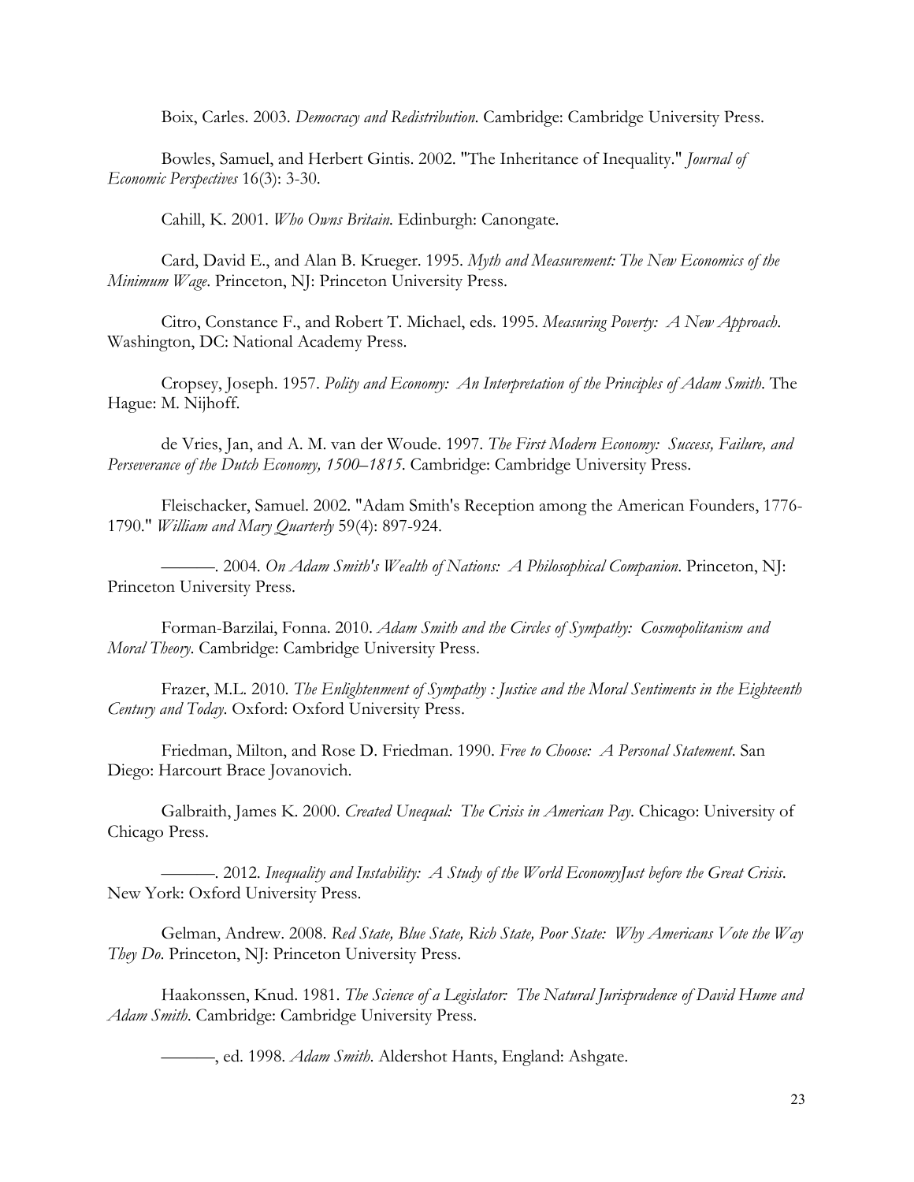Boix, Carles. 2003. *Democracy and Redistribution*. Cambridge: Cambridge University Press.

Bowles, Samuel, and Herbert Gintis. 2002. "The Inheritance of Inequality." *Journal of Economic Perspectives* 16(3): 3-30.

Cahill, K. 2001. *Who Owns Britain*. Edinburgh: Canongate.

Card, David E., and Alan B. Krueger. 1995. *Myth and Measurement: The New Economics of the Minimum Wage*. Princeton, NJ: Princeton University Press.

Citro, Constance F., and Robert T. Michael, eds. 1995. *Measuring Poverty: A New Approach*. Washington, DC: National Academy Press.

Cropsey, Joseph. 1957. *Polity and Economy: An Interpretation of the Principles of Adam Smith*. The Hague: M. Nijhoff.

de Vries, Jan, and A. M. van der Woude. 1997. *The First Modern Economy: Success, Failure, and Perseverance of the Dutch Economy, 1500–1815*. Cambridge: Cambridge University Press.

Fleischacker, Samuel. 2002. "Adam Smith's Reception among the American Founders, 1776-1790." *William and Mary Quarterly* 59(4): 897-924.

———. 2004. *On Adam Smith's Wealth of Nations: A Philosophical Companion*. Princeton, NJ: Princeton University Press.

Forman-Barzilai, Fonna. 2010. *Adam Smith and the Circles of Sympathy: Cosmopolitanism and Moral Theory*. Cambridge: Cambridge University Press.

Frazer, M.L. 2010. *The Enlightenment of Sympathy : Justice and the Moral Sentiments in the Eighteenth Century and Today*. Oxford: Oxford University Press.

Friedman, Milton, and Rose D. Friedman. 1990. *Free to Choose: A Personal Statement*. San Diego: Harcourt Brace Jovanovich.

Galbraith, James K. 2000. *Created Unequal: The Crisis in American Pay*. Chicago: University of Chicago Press.

———. 2012. *Inequality and Instability: A Study of the World EconomyJust before the Great Crisis*. New York: Oxford University Press.

Gelman, Andrew. 2008. *Red State, Blue State, Rich State, Poor State: Why Americans Vote the Way They Do*. Princeton, NJ: Princeton University Press.

Haakonssen, Knud. 1981. *The Science of a Legislator: The Natural Jurisprudence of David Hume and Adam Smith*. Cambridge: Cambridge University Press.

———, ed. 1998. *Adam Smith*. Aldershot Hants, England: Ashgate.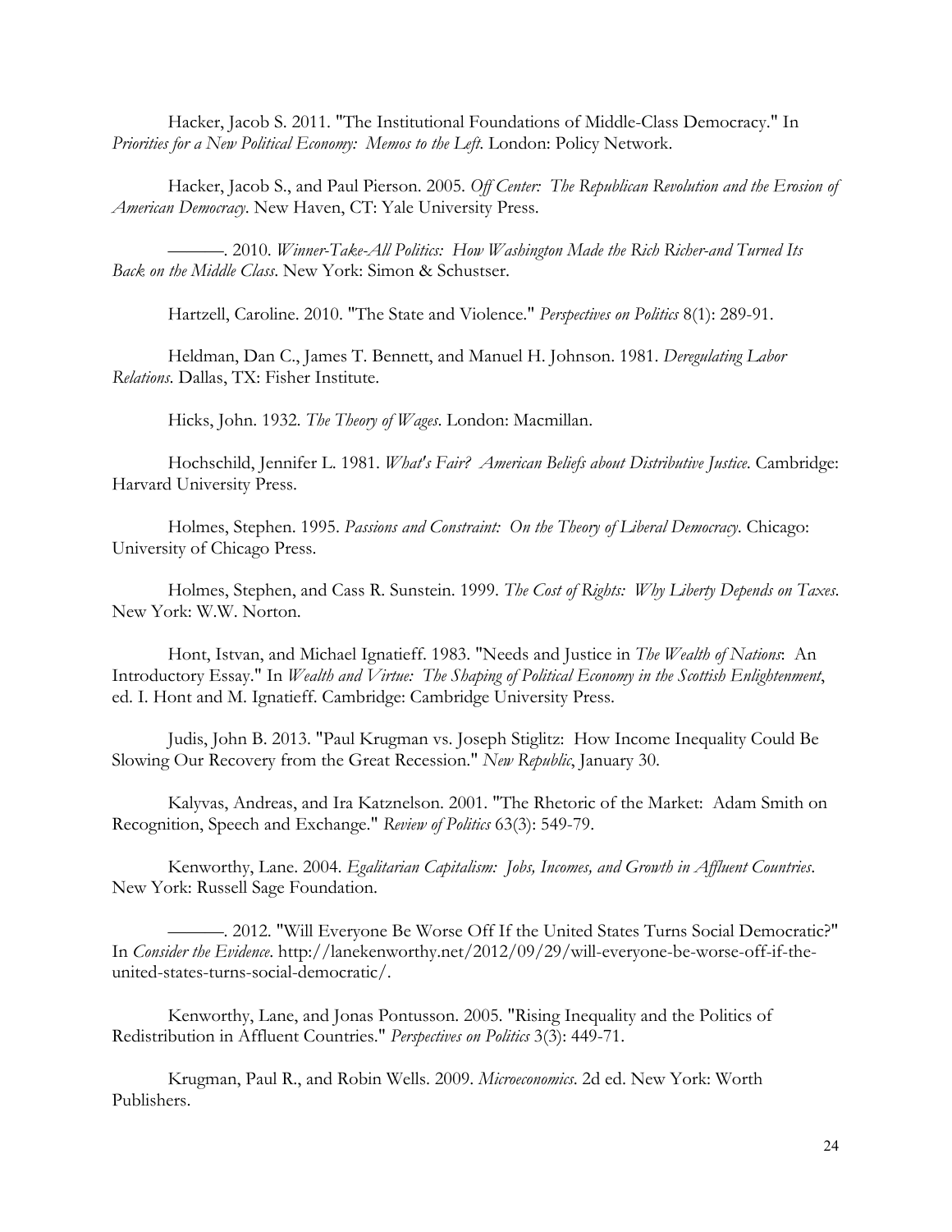Hacker, Jacob S. 2011. "The Institutional Foundations of Middle-Class Democracy." In *Priorities for a New Political Economy: Memos to the Left*. London: Policy Network.

Hacker, Jacob S., and Paul Pierson. 2005. *Off Center: The Republican Revolution and the Erosion of American Democracy*. New Haven, CT: Yale University Press.

———. 2010. *Winner-Take-All Politics: How Washington Made the Rich Richer-and Turned Its Back on the Middle Class*. New York: Simon & Schustser.

Hartzell, Caroline. 2010. "The State and Violence." *Perspectives on Politics* 8(1): 289-91.

Heldman, Dan C., James T. Bennett, and Manuel H. Johnson. 1981. *Deregulating Labor Relations*. Dallas, TX: Fisher Institute.

Hicks, John. 1932. *The Theory of Wages*. London: Macmillan.

Hochschild, Jennifer L. 1981. *What's Fair? American Beliefs about Distributive Justice*. Cambridge: Harvard University Press.

Holmes, Stephen. 1995. *Passions and Constraint: On the Theory of Liberal Democracy*. Chicago: University of Chicago Press.

Holmes, Stephen, and Cass R. Sunstein. 1999. *The Cost of Rights: Why Liberty Depends on Taxes*. New York: W.W. Norton.

Hont, Istvan, and Michael Ignatieff. 1983. "Needs and Justice in *The Wealth of Nations*: An Introductory Essay." In *Wealth and Virtue: The Shaping of Political Economy in the Scottish Enlightenment*, ed. I. Hont and M. Ignatieff. Cambridge: Cambridge University Press.

Judis, John B. 2013. "Paul Krugman vs. Joseph Stiglitz: How Income Inequality Could Be Slowing Our Recovery from the Great Recession." *New Republic*, January 30.

Kalyvas, Andreas, and Ira Katznelson. 2001. "The Rhetoric of the Market: Adam Smith on Recognition, Speech and Exchange." *Review of Politics* 63(3): 549-79.

Kenworthy, Lane. 2004. *Egalitarian Capitalism: Jobs, Incomes, and Growth in Affluent Countries*. New York: Russell Sage Foundation.

———. 2012. "Will Everyone Be Worse Off If the United States Turns Social Democratic?" In *Consider the Evidence*. http://lanekenworthy.net/2012/09/29/will-everyone-be-worse-off-if-the-united-states-turns-social-democratic/.

Kenworthy, Lane, and Jonas Pontusson. 2005. "Rising Inequality and the Politics of Redistribution in Affluent Countries." *Perspectives on Politics* 3(3): 449-71.

Krugman, Paul R., and Robin Wells. 2009. *Microeconomics*. 2d ed. New York: Worth Publishers.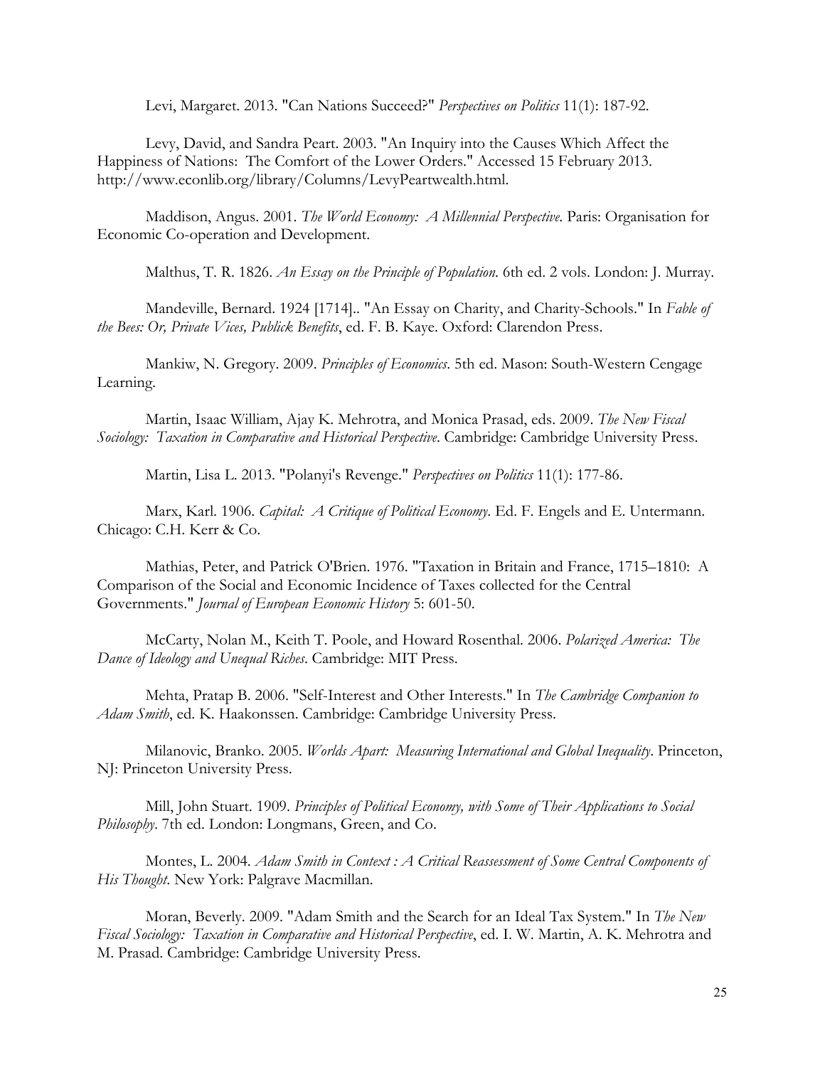Levi, Margaret. 2013. "Can Nations Succeed?" *Perspectives on Politics* 11(1): 187-92.

Levy, David, and Sandra Peart. 2003. "An Inquiry into the Causes Which Affect the Happiness of Nations: The Comfort of the Lower Orders." Accessed 15 February 2013. http://www.econlib.org/library/Columns/LevyPeartwealth.html.

Maddison, Angus. 2001. *The World Economy: A Millennial Perspective*. Paris: Organisation for Economic Co-operation and Development.

Malthus, T. R. 1826. *An Essay on the Principle of Population*. 6th ed. 2 vols. London: J. Murray.

Mandeville, Bernard. 1924 [1714].. "An Essay on Charity, and Charity-Schools." In *Fable of the Bees: Or, Private Vices, Publick Benefits*, ed. F. B. Kaye. Oxford: Clarendon Press.

Mankiw, N. Gregory. 2009. *Principles of Economics*. 5th ed. Mason: South-Western Cengage Learning.

Martin, Isaac William, Ajay K. Mehrotra, and Monica Prasad, eds. 2009. *The New Fiscal Sociology: Taxation in Comparative and Historical Perspective*. Cambridge: Cambridge University Press.

Martin, Lisa L. 2013. "Polanyi's Revenge." *Perspectives on Politics* 11(1): 177-86.

Marx, Karl. 1906. *Capital: A Critique of Political Economy*. Ed. F. Engels and E. Untermann. Chicago: C.H. Kerr & Co.

Mathias, Peter, and Patrick O'Brien. 1976. "Taxation in Britain and France, 1715–1810: A Comparison of the Social and Economic Incidence of Taxes collected for the Central Governments." *Journal of European Economic History* 5: 601-50.

McCarty, Nolan M., Keith T. Poole, and Howard Rosenthal. 2006. *Polarized America: The Dance of Ideology and Unequal Riches*. Cambridge: MIT Press.

Mehta, Pratap B. 2006. "Self-Interest and Other Interests." In *The Cambridge Companion to Adam Smith*, ed. K. Haakonssen. Cambridge: Cambridge University Press.

Milanovic, Branko. 2005. *Worlds Apart: Measuring International and Global Inequality*. Princeton, NJ: Princeton University Press.

Mill, John Stuart. 1909. *Principles of Political Economy, with Some of Their Applications to Social Philosophy*. 7th ed. London: Longmans, Green, and Co.

Montes, L. 2004. *Adam Smith in Context : A Critical Reassessment of Some Central Components of His Thought*. New York: Palgrave Macmillan.

Moran, Beverly. 2009. "Adam Smith and the Search for an Ideal Tax System." In *The New Fiscal Sociology: Taxation in Comparative and Historical Perspective*, ed. I. W. Martin, A. K. Mehrotra and M. Prasad. Cambridge: Cambridge University Press.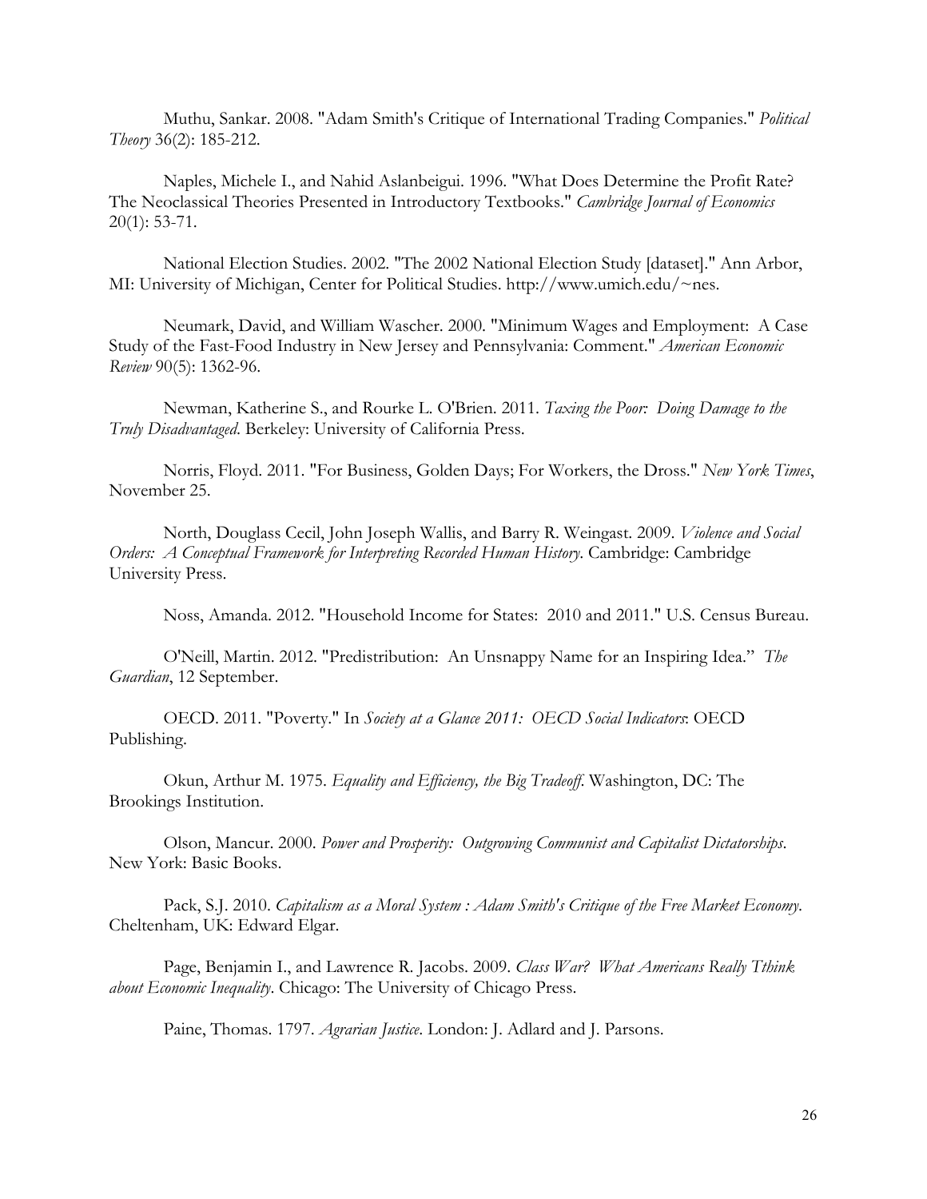Muthu, Sankar. 2008. "Adam Smith's Critique of International Trading Companies." *Political Theory* 36(2): 185-212.

Naples, Michele I., and Nahid Aslanbeigui. 1996. "What Does Determine the Profit Rate? The Neoclassical Theories Presented in Introductory Textbooks." *Cambridge Journal of Economics* 20(1): 53-71.

National Election Studies. 2002. "The 2002 National Election Study [dataset]." Ann Arbor, MI: University of Michigan, Center for Political Studies. http://www.umich.edu/~nes.

Neumark, David, and William Wascher. 2000. "Minimum Wages and Employment: A Case Study of the Fast-Food Industry in New Jersey and Pennsylvania: Comment." *American Economic Review* 90(5): 1362-96.

Newman, Katherine S., and Rourke L. O'Brien. 2011. *Taxing the Poor: Doing Damage to the Truly Disadvantaged*. Berkeley: University of California Press.

Norris, Floyd. 2011. "For Business, Golden Days; For Workers, the Dross." *New York Times*, November 25.

North, Douglass Cecil, John Joseph Wallis, and Barry R. Weingast. 2009. *Violence and Social Orders: A Conceptual Framework for Interpreting Recorded Human History*. Cambridge: Cambridge University Press.

Noss, Amanda. 2012. "Household Income for States: 2010 and 2011." U.S. Census Bureau.

O'Neill, Martin. 2012. "Predistribution: An Unsnappy Name for an Inspiring Idea." *The Guardian*, 12 September.

OECD. 2011. "Poverty." In *Society at a Glance 2011: OECD Social Indicators*: OECD Publishing.

Okun, Arthur M. 1975. *Equality and Efficiency, the Big Tradeoff*. Washington, DC: The Brookings Institution.

Olson, Mancur. 2000. *Power and Prosperity: Outgrowing Communist and Capitalist Dictatorships*. New York: Basic Books.

Pack, S.J. 2010. *Capitalism as a Moral System : Adam Smith's Critique of the Free Market Economy*. Cheltenham, UK: Edward Elgar.

Page, Benjamin I., and Lawrence R. Jacobs. 2009. *Class War? What Americans Really Tthink about Economic Inequality*. Chicago: The University of Chicago Press.

Paine, Thomas. 1797. *Agrarian Justice*. London: J. Adlard and J. Parsons.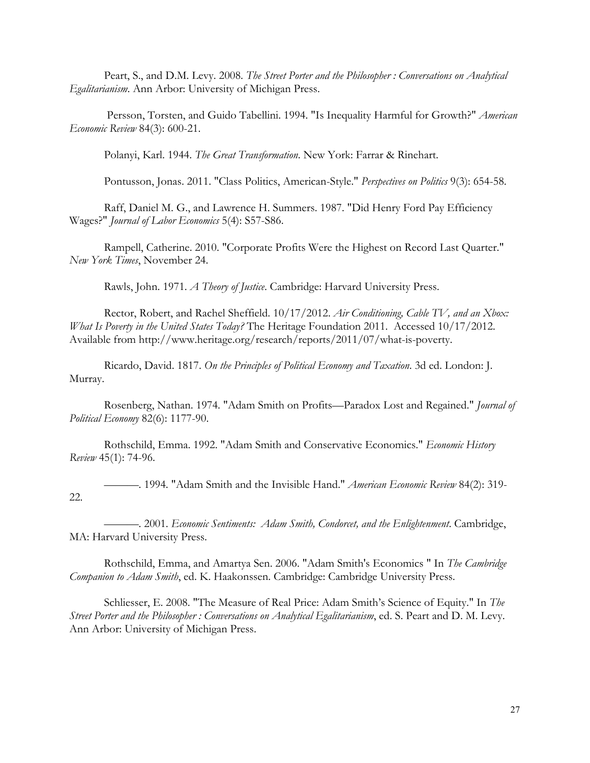Peart, S., and D.M. Levy. 2008. *The Street Porter and the Philosopher : Conversations on Analytical Egalitarianism*. Ann Arbor: University of Michigan Press.

Persson, Torsten, and Guido Tabellini. 1994. "Is Inequality Harmful for Growth?" *American Economic Review* 84(3): 600-21.

Polanyi, Karl. 1944. *The Great Transformation*. New York: Farrar & Rinehart.

Pontusson, Jonas. 2011. "Class Politics, American-Style." *Perspectives on Politics* 9(3): 654-58.

Raff, Daniel M. G., and Lawrence H. Summers. 1987. "Did Henry Ford Pay Efficiency Wages?" *Journal of Labor Economics* 5(4): S57-S86.

Rampell, Catherine. 2010. "Corporate Profits Were the Highest on Record Last Quarter." *New York Times*, November 24.

Rawls, John. 1971. *A Theory of Justice*. Cambridge: Harvard University Press.

Rector, Robert, and Rachel Sheffield. 10/17/2012. *Air Conditioning, Cable TV, and an Xbox: What Is Poverty in the United States Today?* The Heritage Foundation 2011. Accessed 10/17/2012. Available from http://www.heritage.org/research/reports/2011/07/what-is-poverty.

Ricardo, David. 1817. *On the Principles of Political Economy and Taxation*. 3d ed. London: J. Murray.

Rosenberg, Nathan. 1974. "Adam Smith on Profits—Paradox Lost and Regained." *Journal of Political Economy* 82(6): 1177-90.

Rothschild, Emma. 1992. "Adam Smith and Conservative Economics." *Economic History Review* 45(1): 74-96.

———. 1994. "Adam Smith and the Invisible Hand." *American Economic Review* 84(2): 319-22.

———. 2001. *Economic Sentiments: Adam Smith, Condorcet, and the Enlightenment*. Cambridge, MA: Harvard University Press.

Rothschild, Emma, and Amartya Sen. 2006. "Adam Smith's Economics " In *The Cambridge Companion to Adam Smith*, ed. K. Haakonssen. Cambridge: Cambridge University Press.

Schliesser, E. 2008. "The Measure of Real Price: Adam Smith's Science of Equity." In *The Street Porter and the Philosopher : Conversations on Analytical Egalitarianism*, ed. S. Peart and D. M. Levy. Ann Arbor: University of Michigan Press.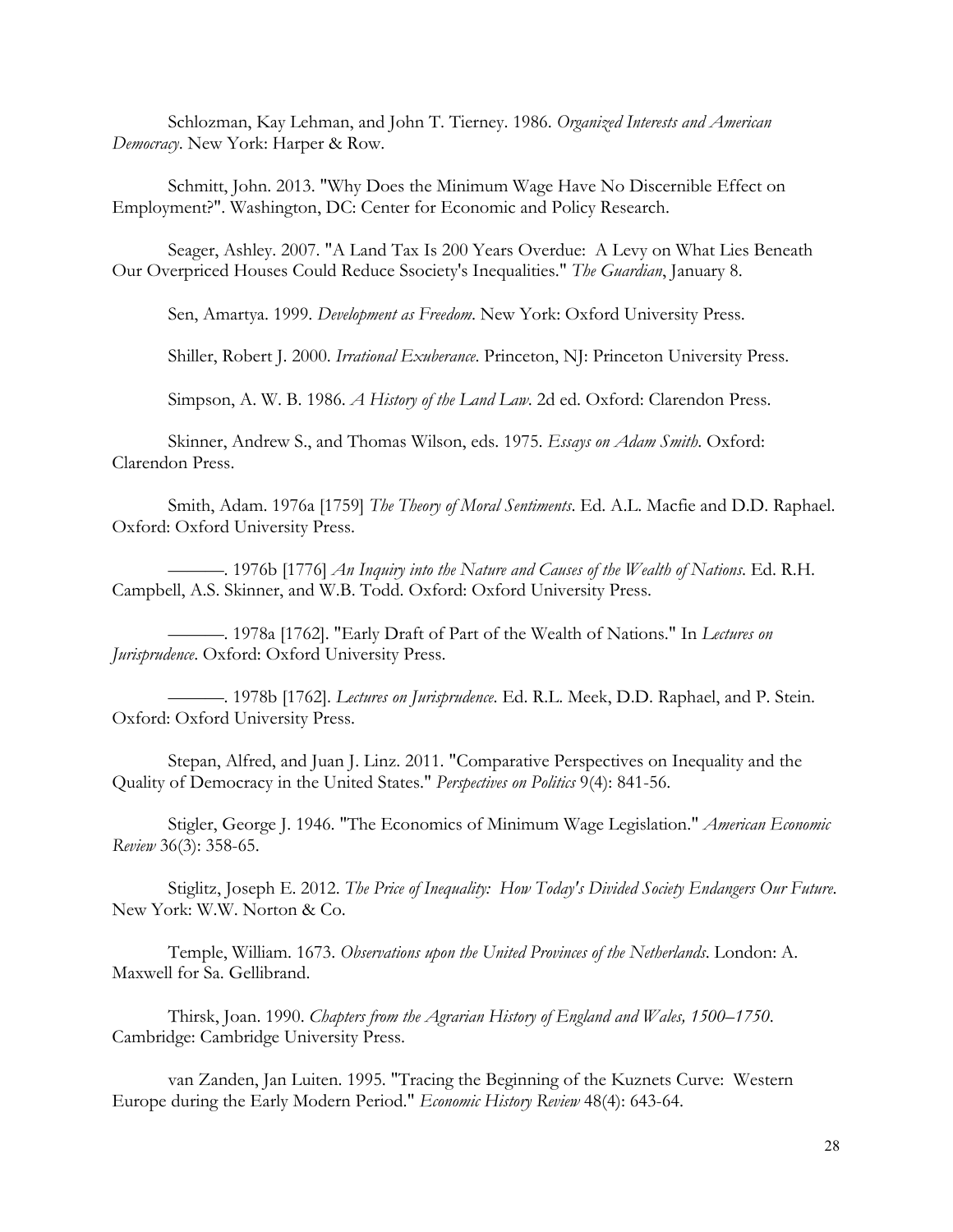Schlozman, Kay Lehman, and John T. Tierney. 1986. *Organized Interests and American Democracy*. New York: Harper & Row.

Schmitt, John. 2013. "Why Does the Minimum Wage Have No Discernible Effect on Employment?". Washington, DC: Center for Economic and Policy Research.

Seager, Ashley. 2007. "A Land Tax Is 200 Years Overdue: A Levy on What Lies Beneath Our Overpriced Houses Could Reduce Ssociety's Inequalities." *The Guardian*, January 8.

Sen, Amartya. 1999. *Development as Freedom*. New York: Oxford University Press.

Shiller, Robert J. 2000. *Irrational Exuberance*. Princeton, NJ: Princeton University Press.

Simpson, A. W. B. 1986. *A History of the Land Law*. 2d ed. Oxford: Clarendon Press.

Skinner, Andrew S., and Thomas Wilson, eds. 1975. *Essays on Adam Smith*. Oxford: Clarendon Press.

Smith, Adam. 1976a [1759] *The Theory of Moral Sentiments*. Ed. A.L. Macfie and D.D. Raphael. Oxford: Oxford University Press.

———. 1976b [1776] *An Inquiry into the Nature and Causes of the Wealth of Nations*. Ed. R.H. Campbell, A.S. Skinner, and W.B. Todd. Oxford: Oxford University Press.

———. 1978a [1762]. "Early Draft of Part of the Wealth of Nations." In *Lectures on Jurisprudence*. Oxford: Oxford University Press.

———. 1978b [1762]. *Lectures on Jurisprudence*. Ed. R.L. Meek, D.D. Raphael, and P. Stein. Oxford: Oxford University Press.

Stepan, Alfred, and Juan J. Linz. 2011. "Comparative Perspectives on Inequality and the Quality of Democracy in the United States." *Perspectives on Politics* 9(4): 841-56.

Stigler, George J. 1946. "The Economics of Minimum Wage Legislation." *American Economic Review* 36(3): 358-65.

Stiglitz, Joseph E. 2012. *The Price of Inequality: How Today's Divided Society Endangers Our Future*. New York: W.W. Norton & Co.

Temple, William. 1673. *Observations upon the United Provinces of the Netherlands*. London: A. Maxwell for Sa. Gellibrand.

Thirsk, Joan. 1990. *Chapters from the Agrarian History of England and Wales, 1500–1750*. Cambridge: Cambridge University Press.

van Zanden, Jan Luiten. 1995. "Tracing the Beginning of the Kuznets Curve: Western Europe during the Early Modern Period." *Economic History Review* 48(4): 643-64.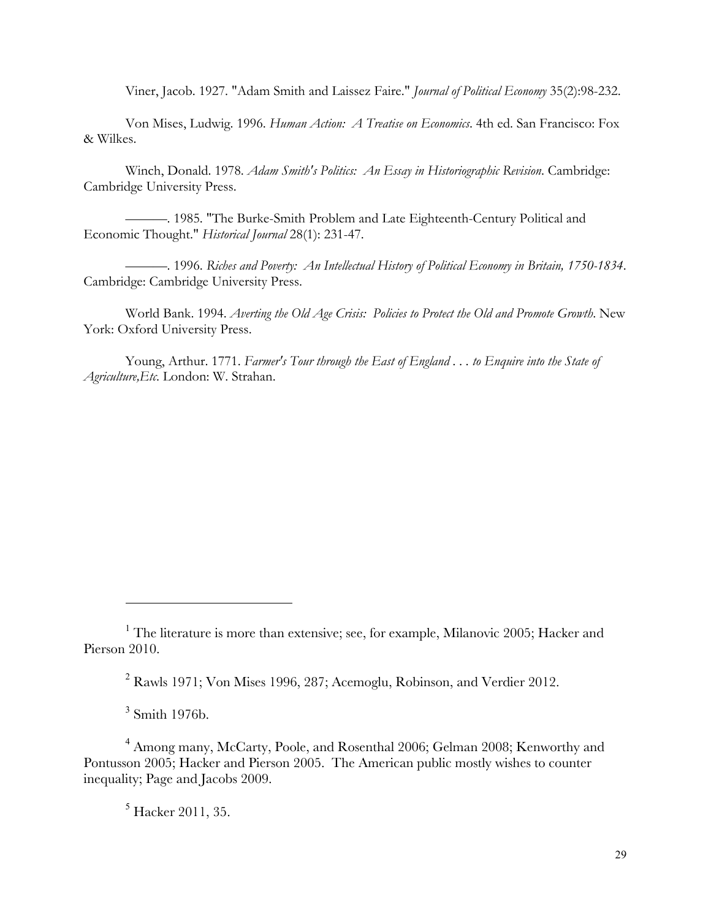Viner, Jacob. 1927. "Adam Smith and Laissez Faire." *Journal of Political Economy* 35(2):98-232.

Von Mises, Ludwig. 1996. *Human Action: A Treatise on Economics*. 4th ed. San Francisco: Fox & Wilkes.

Winch, Donald. 1978. *Adam Smith's Politics: An Essay in Historiographic Revision*. Cambridge: Cambridge University Press.

———. 1985. "The Burke-Smith Problem and Late Eighteenth-Century Political and Economic Thought." *Historical Journal* 28(1): 231-47.

———. 1996. *Riches and Poverty: An Intellectual History of Political Economy in Britain, 1750-1834*. Cambridge: Cambridge University Press.

World Bank. 1994. *Averting the Old Age Crisis: Policies to Protect the Old and Promote Growth*. New York: Oxford University Press.

Young, Arthur. 1771. *Farmer's Tour through the East of England . . . to Enquire into the State of Agriculture,Etc*. London: W. Strahan.

---

[1] The literature is more than extensive; see, for example, Milanovic 2005; Hacker and Pierson 2010.

[2] Rawls 1971; Von Mises 1996, 287; Acemoglu, Robinson, and Verdier 2012.

[3] Smith 1976b.

[4] Among many, McCarty, Poole, and Rosenthal 2006; Gelman 2008; Kenworthy and Pontusson 2005; Hacker and Pierson 2005. The American public mostly wishes to counter inequality; Page and Jacobs 2009.

[5] Hacker 2011, 35.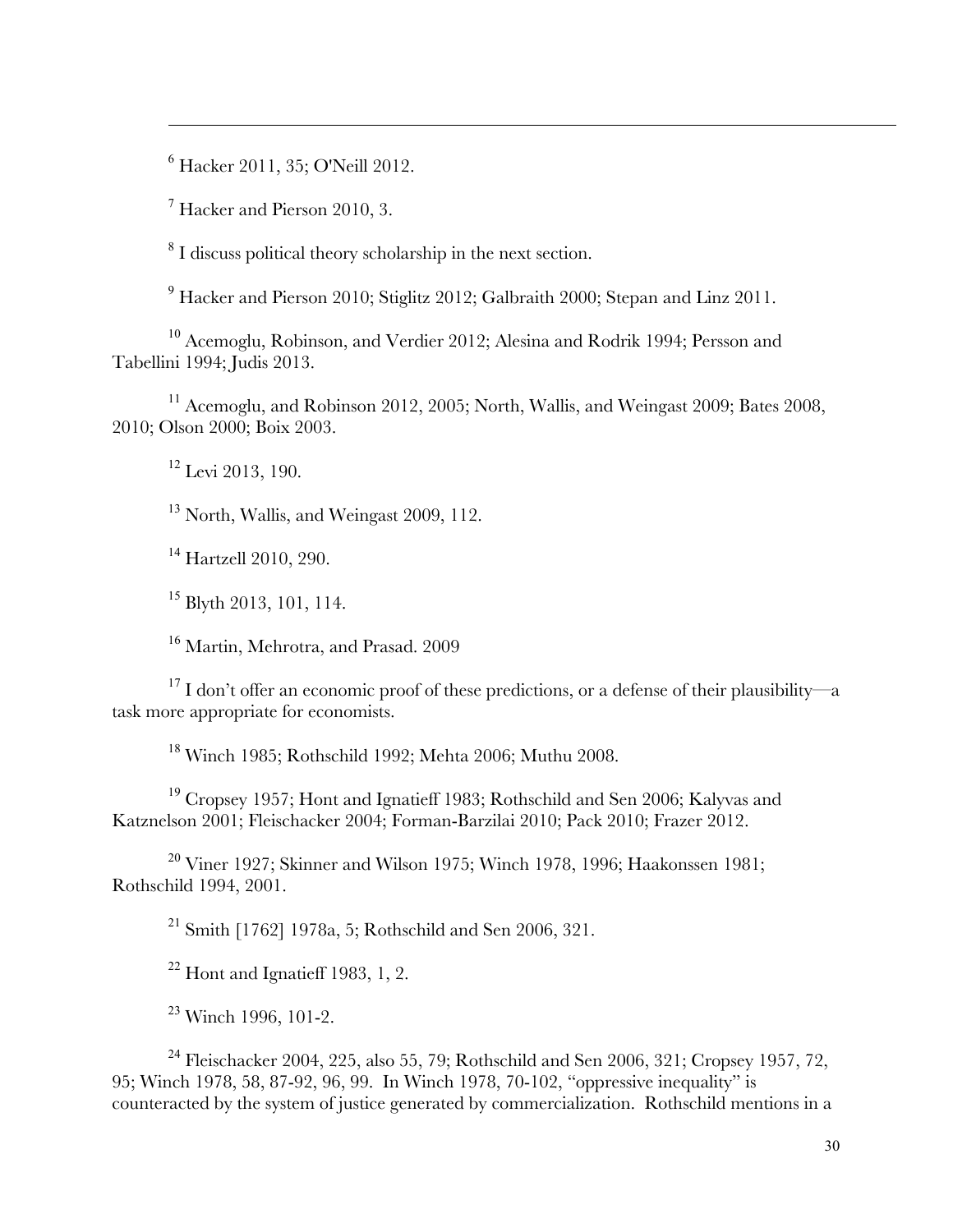[6] Hacker 2011, 35; O'Neill 2012.

[7] Hacker and Pierson 2010, 3.

[8] I discuss political theory scholarship in the next section.

[9] Hacker and Pierson 2010; Stiglitz 2012; Galbraith 2000; Stepan and Linz 2011.

[10] Acemoglu, Robinson, and Verdier 2012; Alesina and Rodrik 1994; Persson and Tabellini 1994; Judis 2013.

[11] Acemoglu, and Robinson 2012, 2005; North, Wallis, and Weingast 2009; Bates 2008, 2010; Olson 2000; Boix 2003.

[12] Levi 2013, 190.

[13] North, Wallis, and Weingast 2009, 112.

[14] Hartzell 2010, 290.

[15] Blyth 2013, 101, 114.

[16] Martin, Mehrotra, and Prasad. 2009

[17] I don't offer an economic proof of these predictions, or a defense of their plausibility—a task more appropriate for economists.

[18] Winch 1985; Rothschild 1992; Mehta 2006; Muthu 2008.

[19] Cropsey 1957; Hont and Ignatieff 1983; Rothschild and Sen 2006; Kalyvas and Katznelson 2001; Fleischacker 2004; Forman-Barzilai 2010; Pack 2010; Frazer 2012.

[20] Viner 1927; Skinner and Wilson 1975; Winch 1978, 1996; Haakonssen 1981; Rothschild 1994, 2001.

[21] Smith [1762] 1978a, 5; Rothschild and Sen 2006, 321.

[22] Hont and Ignatieff 1983, 1, 2.

[23] Winch 1996, 101-2.

[24] Fleischacker 2004, 225, also 55, 79; Rothschild and Sen 2006, 321; Cropsey 1957, 72, 95; Winch 1978, 58, 87-92, 96, 99. In Winch 1978, 70-102, "oppressive inequality" is counteracted by the system of justice generated by commercialization. Rothschild mentions in a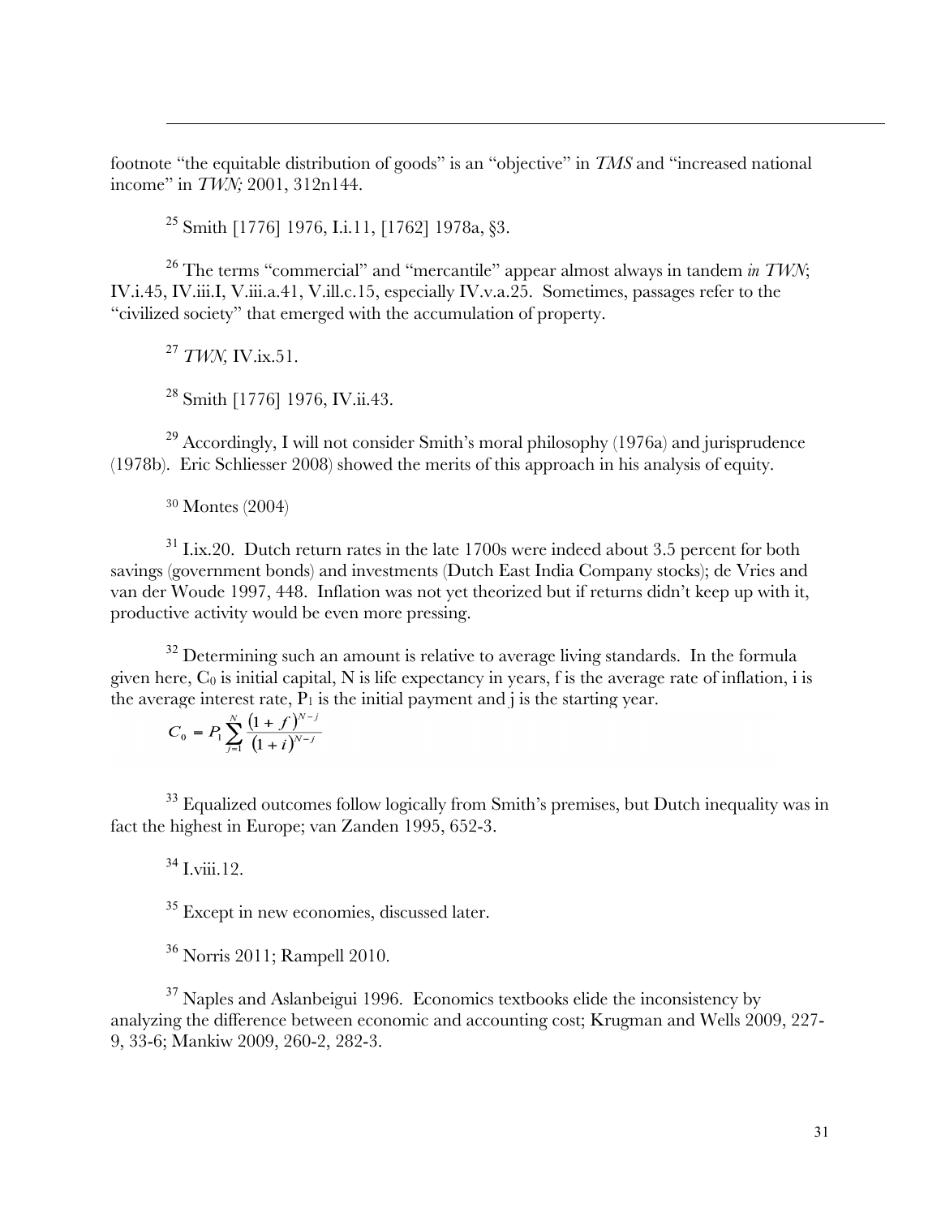footnote "the equitable distribution of goods" is an "objective" in *TMS* and "increased national income" in *TWN;* 2001, 312n144.

[25] Smith [1776] 1976, I.i.11, [1762] 1978a, §3.

[26] The terms "commercial" and "mercantile" appear almost always in tandem *in TWN*; IV.i.45, IV.iii.I, V.iii.a.41, V.ill.c.15, especially IV.v.a.25. Sometimes, passages refer to the "civilized society" that emerged with the accumulation of property.

[27] *TWN,* IV.ix.51.

[28] Smith [1776] 1976, IV.ii.43.

[29] Accordingly, I will not consider Smith's moral philosophy (1976a) and jurisprudence (1978b). Eric Schliesser 2008) showed the merits of this approach in his analysis of equity.

[30] Montes (2004)

[31] I.ix.20. Dutch return rates in the late 1700s were indeed about 3.5 percent for both savings (government bonds) and investments (Dutch East India Company stocks); de Vries and van der Woude 1997, 448. Inflation was not yet theorized but if returns didn't keep up with it, productive activity would be even more pressing.

[32] Determining such an amount is relative to average living standards. In the formula given here, $C_0$ is initial capital, N is life expectancy in years, f is the average rate of inflation, i is the average interest rate, $P_1$ is the initial payment and j is the starting year.

$$C_0 = P_1 \sum_{j=1}^{N} \frac{(1+f)^{N-j}}{(1+i)^{N-j}}$$

[33] Equalized outcomes follow logically from Smith's premises, but Dutch inequality was in fact the highest in Europe; van Zanden 1995, 652-3.

[34] I.viii.12.

[35] Except in new economies, discussed later.

[36] Norris 2011; Rampell 2010.

[37] Naples and Aslanbeigui 1996. Economics textbooks elide the inconsistency by analyzing the difference between economic and accounting cost; Krugman and Wells 2009, 227-9, 33-6; Mankiw 2009, 260-2, 282-3.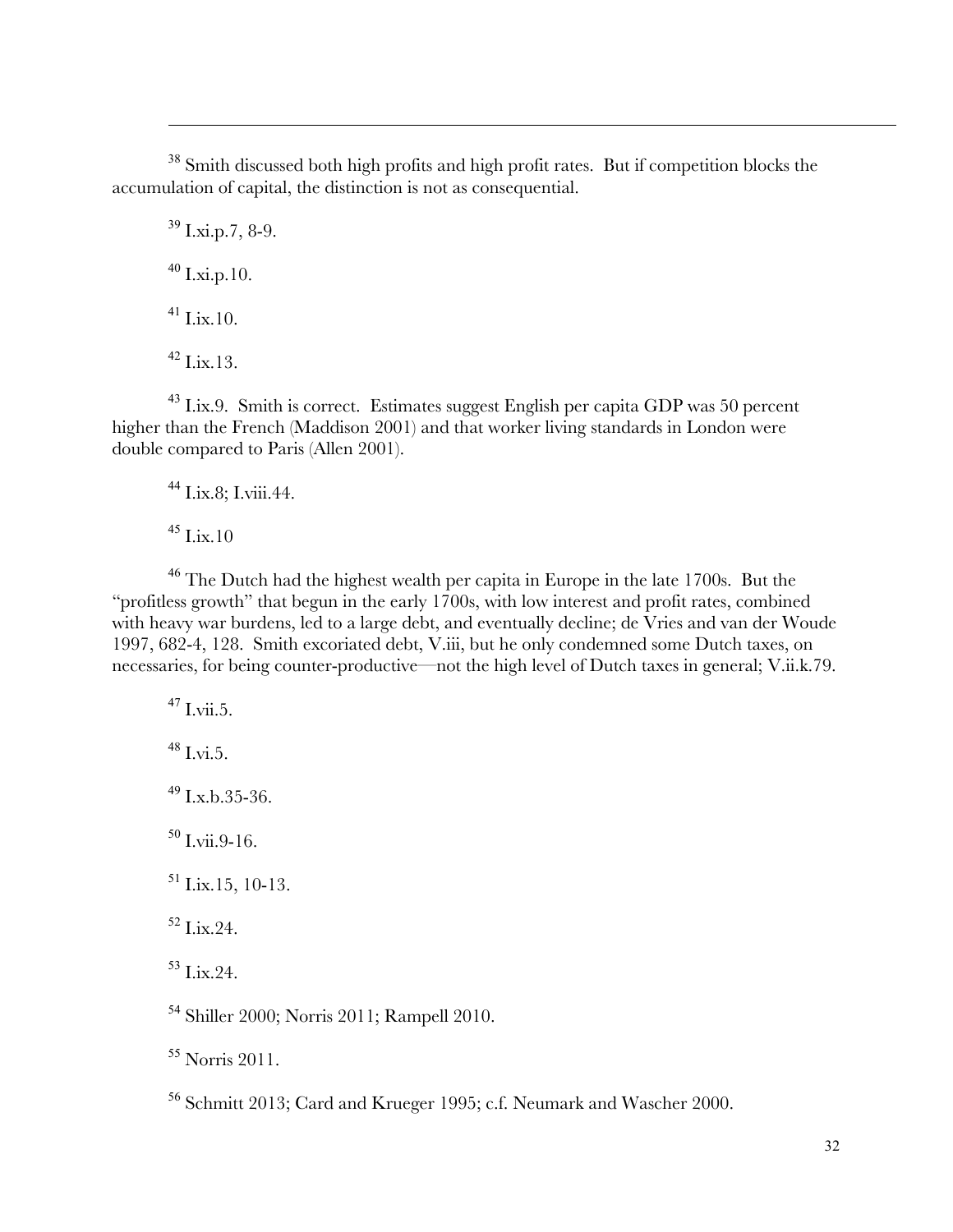[38] Smith discussed both high profits and high profit rates. But if competition blocks the accumulation of capital, the distinction is not as consequential.

[39] I.xi.p.7, 8-9.

[40] I.xi.p.10.

[41] I.ix.10.

[42] I.ix.13.

[43] I.ix.9. Smith is correct. Estimates suggest English per capita GDP was 50 percent higher than the French (Maddison 2001) and that worker living standards in London were double compared to Paris (Allen 2001).

[44] I.ix.8; I.viii.44.

[45] I.ix.10

[46] The Dutch had the highest wealth per capita in Europe in the late 1700s. But the "profitless growth" that begun in the early 1700s, with low interest and profit rates, combined with heavy war burdens, led to a large debt, and eventually decline; de Vries and van der Woude 1997, 682-4, 128. Smith excoriated debt, V.iii, but he only condemned some Dutch taxes, on necessaries, for being counter-productive—not the high level of Dutch taxes in general; V.ii.k.79.

[47] I.vii.5.

[48] I.vi.5.

[49] I.x.b.35-36.

[50] I.vii.9-16.

[51] I.ix.15, 10-13.

[52] I.ix.24.

[53] I.ix.24.

[54] Shiller 2000; Norris 2011; Rampell 2010.

[55] Norris 2011.

[56] Schmitt 2013; Card and Krueger 1995; c.f. Neumark and Wascher 2000.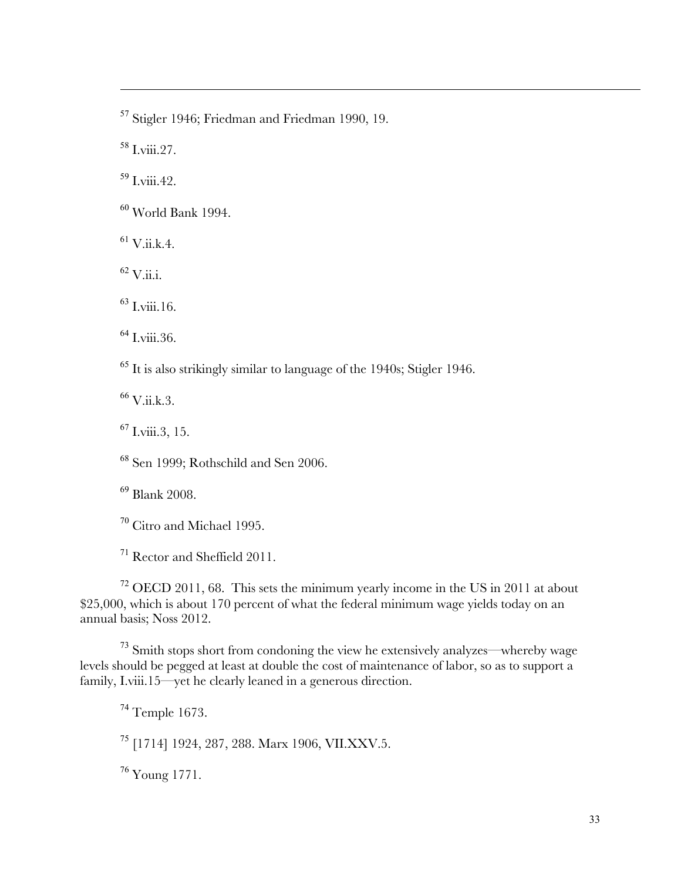[57] Stigler 1946; Friedman and Friedman 1990, 19.

[58] I.viii.27.

[59] I.viii.42.

[60] World Bank 1994.

[61] V.ii.k.4.

[62] V.ii.i.

[63] I.viii.16.

[64] I.viii.36.

[65] It is also strikingly similar to language of the 1940s; Stigler 1946.

[66] V.ii.k.3.

[67] I.viii.3, 15.

[68] Sen 1999; Rothschild and Sen 2006.

[69] Blank 2008.

[70] Citro and Michael 1995.

[71] Rector and Sheffield 2011.

[72] OECD 2011, 68. This sets the minimum yearly income in the US in 2011 at about $25,000, which is about 170 percent of what the federal minimum wage yields today on an annual basis; Noss 2012.

[73] Smith stops short from condoning the view he extensively analyzes—whereby wage levels should be pegged at least at double the cost of maintenance of labor, so as to support a family, I.viii.15—yet he clearly leaned in a generous direction.

[74] Temple 1673.

[75] [1714] 1924, 287, 288. Marx 1906, VII.XXV.5.

[76] Young 1771.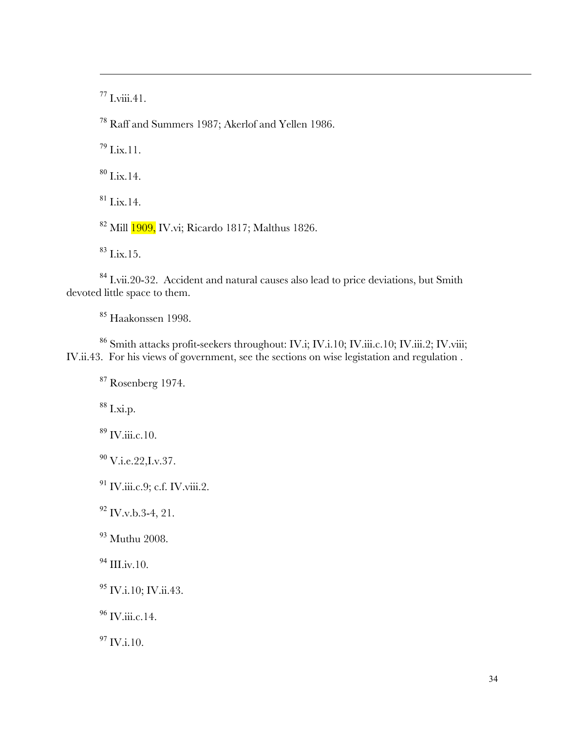[77] I.viii.41.

[78] Raff and Summers 1987; Akerlof and Yellen 1986.

[79] I.ix.11.

[80] I.ix.14.

[81] I.ix.14.

[82] Mill 1909, IV.vi; Ricardo 1817; Malthus 1826.

[83] I.ix.15.

[84] I.vii.20-32. Accident and natural causes also lead to price deviations, but Smith devoted little space to them.

[85] Haakonssen 1998.

[86] Smith attacks profit-seekers throughout: IV.i; IV.i.10; IV.iii.c.10; IV.iii.2; IV.viii; IV.ii.43. For his views of government, see the sections on wise legistation and regulation .

[87] Rosenberg 1974.

[88] I.xi.p.

[89] IV.iii.c.10.

[90] V.i.e.22,I.v.37.

[91] IV.iii.c.9; c.f. IV.viii.2.

[92] IV.v.b.3-4, 21.

[93] Muthu 2008.

[94] III.iv.10.

[95] IV.i.10; IV.ii.43.

[96] IV.iii.c.14.

[97] IV.i.10.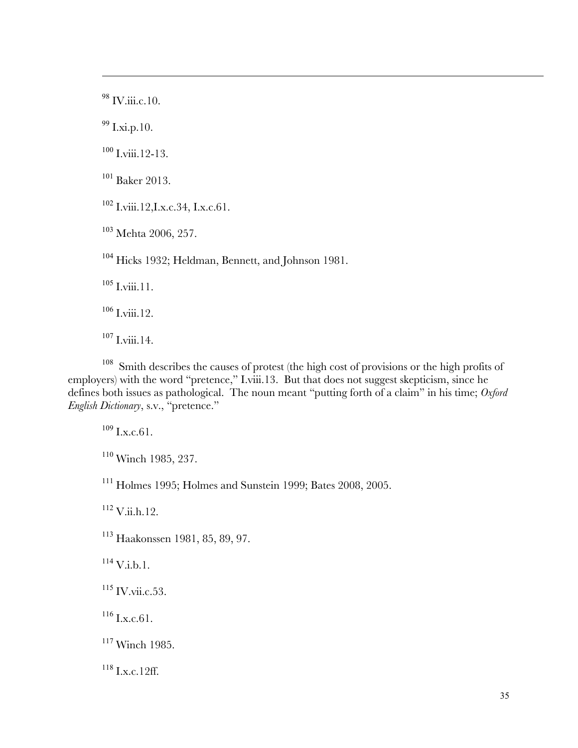[98] IV.iii.c.10.

[99] I.xi.p.10.

[100] I.viii.12-13.

[101] Baker 2013.

[102] I.viii.12,I.x.c.34, I.x.c.61.

[103] Mehta 2006, 257.

[104] Hicks 1932; Heldman, Bennett, and Johnson 1981.

[105] I.viii.11.

[106] I.viii.12.

[107] I.viii.14.

[108] Smith describes the causes of protest (the high cost of provisions or the high profits of employers) with the word "pretence," I.viii.13. But that does not suggest skepticism, since he defines both issues as pathological. The noun meant "putting forth of a claim" in his time; *Oxford English Dictionary*, s.v., "pretence."

[109] I.x.c.61.

[110] Winch 1985, 237.

[111] Holmes 1995; Holmes and Sunstein 1999; Bates 2008, 2005.

[112] V.ii.h.12.

[113] Haakonssen 1981, 85, 89, 97.

[114] V.i.b.1.

[115] IV.vii.c.53.

[116] I.x.c.61.

[117] Winch 1985.

[118] I.x.c.12ff.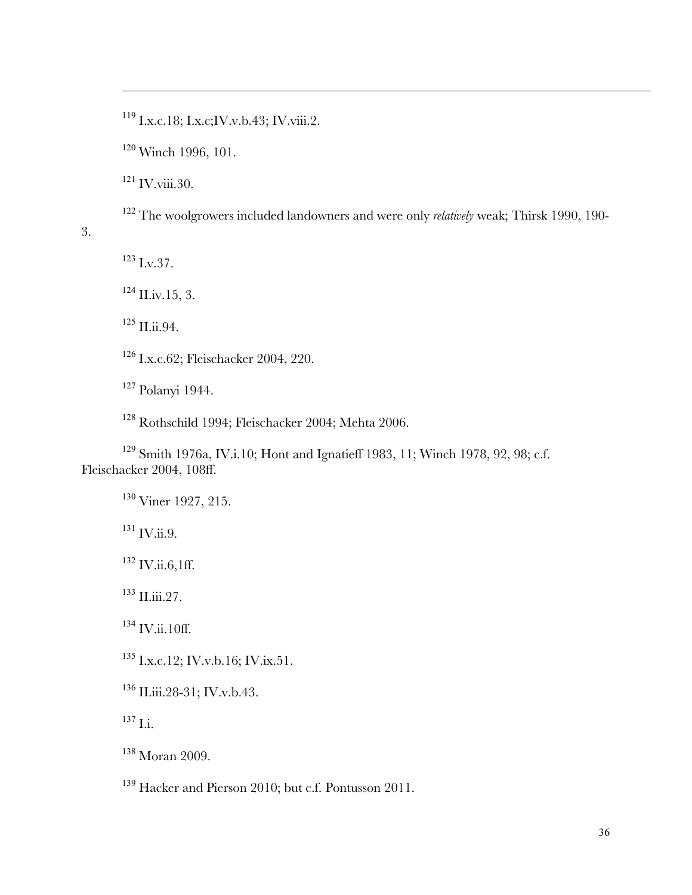[119] I.x.c.18; I.x.c;IV.v.b.43; IV.viii.2.

[120] Winch 1996, 101.

[121] IV.viii.30.

[122] The woolgrowers included landowners and were only *relatively* weak; Thirsk 1990, 190-3.

[123] I.v.37.

[124] II.iv.15, 3.

[125] II.ii.94.

[126] I.x.c.62; Fleischacker 2004, 220.

[127] Polanyi 1944.

[128] Rothschild 1994; Fleischacker 2004; Mehta 2006.

[129] Smith 1976a, IV.i.10; Hont and Ignatieff 1983, 11; Winch 1978, 92, 98; c.f. Fleischacker 2004, 108ff.

[130] Viner 1927, 215.

[131] IV.ii.9.

[132] IV.ii.6,1ff.

[133] II.iii.27.

[134] IV.ii.10ff.

[135] I.x.c.12; IV.v.b.16; IV.ix.51.

[136] II.iii.28-31; IV.v.b.43.

[137] I.i.

[138] Moran 2009.

[139] Hacker and Pierson 2010; but c.f. Pontusson 2011.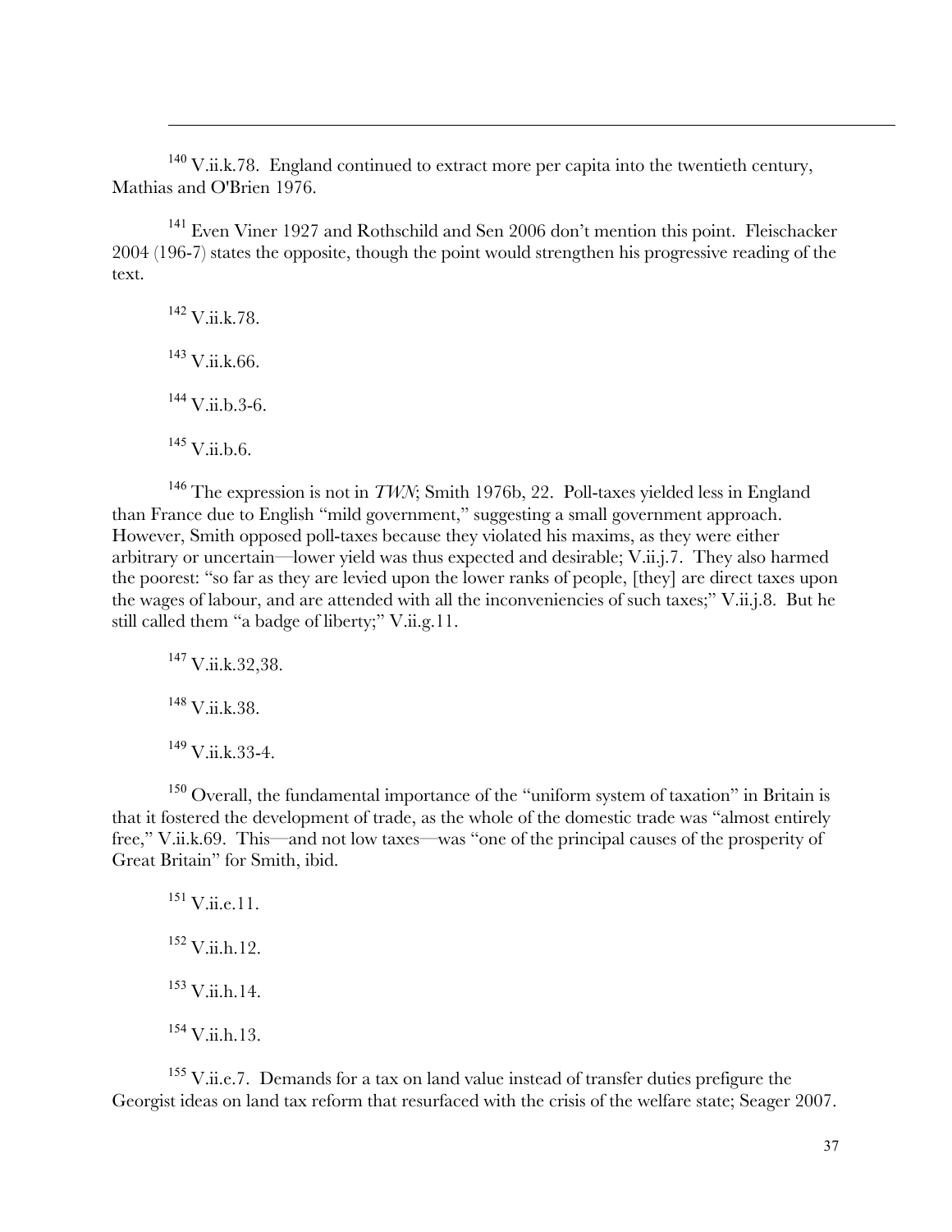[140] V.ii.k.78. England continued to extract more per capita into the twentieth century, Mathias and O'Brien 1976.

[141] Even Viner 1927 and Rothschild and Sen 2006 don't mention this point. Fleischacker 2004 (196-7) states the opposite, though the point would strengthen his progressive reading of the text.

[142] V.ii.k.78.

[143] V.ii.k.66.

[144] V.ii.b.3-6.

[145] V.ii.b.6.

[146] The expression is not in *TWN*; Smith 1976b, 22. Poll-taxes yielded less in England than France due to English "mild government," suggesting a small government approach. However, Smith opposed poll-taxes because they violated his maxims, as they were either arbitrary or uncertain—lower yield was thus expected and desirable; V.ii.j.7. They also harmed the poorest: "so far as they are levied upon the lower ranks of people, [they] are direct taxes upon the wages of labour, and are attended with all the inconveniencies of such taxes;" V.ii.j.8. But he still called them "a badge of liberty;" V.ii.g.11.

[147] V.ii.k.32,38.

[148] V.ii.k.38.

[149] V.ii.k.33-4.

[150] Overall, the fundamental importance of the "uniform system of taxation" in Britain is that it fostered the development of trade, as the whole of the domestic trade was "almost entirely free," V.ii.k.69. This—and not low taxes—was "one of the principal causes of the prosperity of Great Britain" for Smith, ibid.

[151] V.ii.e.11.

[152] V.ii.h.12.

[153] V.ii.h.14.

[154] V.ii.h.13.

[155] V.ii.e.7. Demands for a tax on land value instead of transfer duties prefigure the Georgist ideas on land tax reform that resurfaced with the crisis of the welfare state; Seager 2007.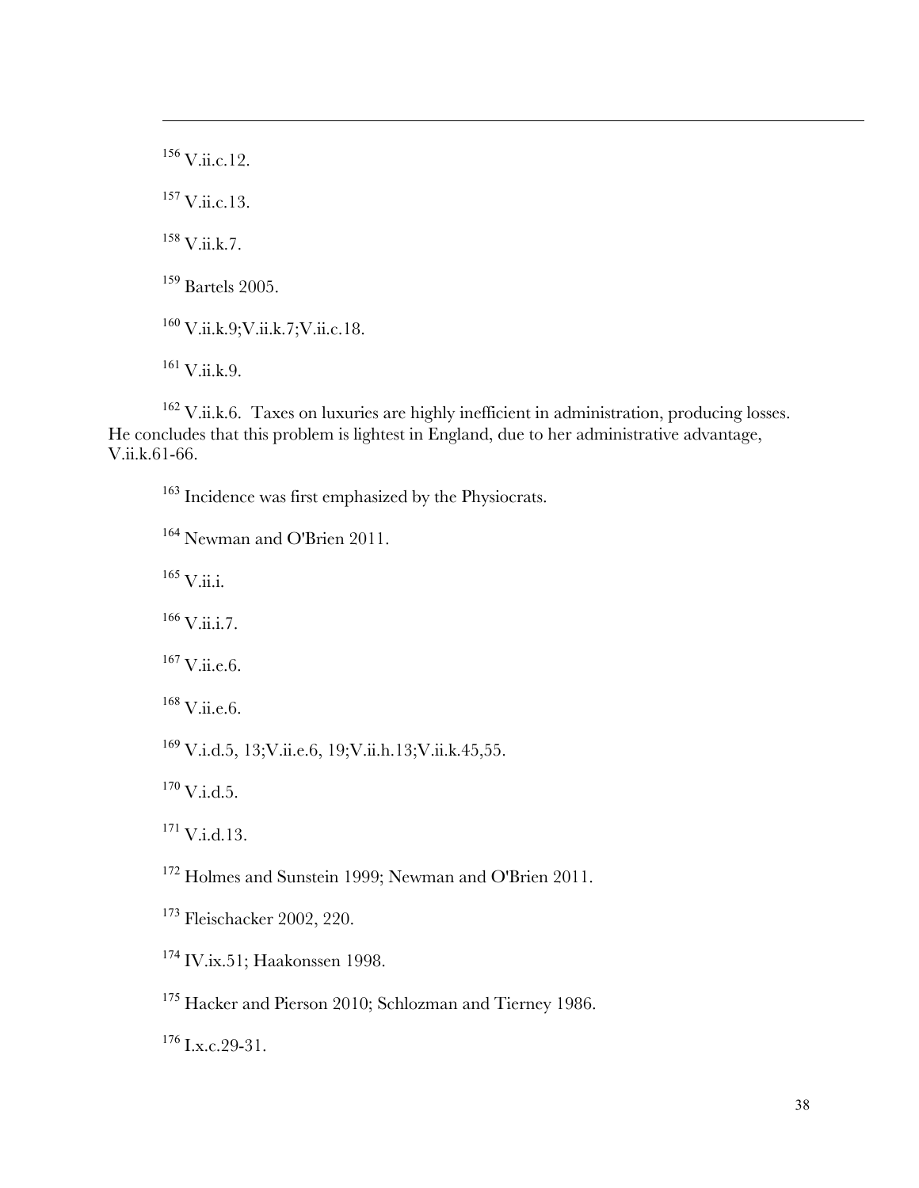[156] V.ii.c.12.

[157] V.ii.c.13.

[158] V.ii.k.7.

[159] Bartels 2005.

[160] V.ii.k.9;V.ii.k.7;V.ii.c.18.

[161] V.ii.k.9.

[162] V.ii.k.6. Taxes on luxuries are highly inefficient in administration, producing losses. He concludes that this problem is lightest in England, due to her administrative advantage, V.ii.k.61-66.

[163] Incidence was first emphasized by the Physiocrats.

[164] Newman and O'Brien 2011.

[165] V.ii.i.

[166] V.ii.i.7.

[167] V.ii.e.6.

[168] V.ii.e.6.

[169] V.i.d.5, 13;V.ii.e.6, 19;V.ii.h.13;V.ii.k.45,55.

[170] V.i.d.5.

[171] V.i.d.13.

[172] Holmes and Sunstein 1999; Newman and O'Brien 2011.

[173] Fleischacker 2002, 220.

[174] IV.ix.51; Haakonssen 1998.

[175] Hacker and Pierson 2010; Schlozman and Tierney 1986.

[176] I.x.c.29-31.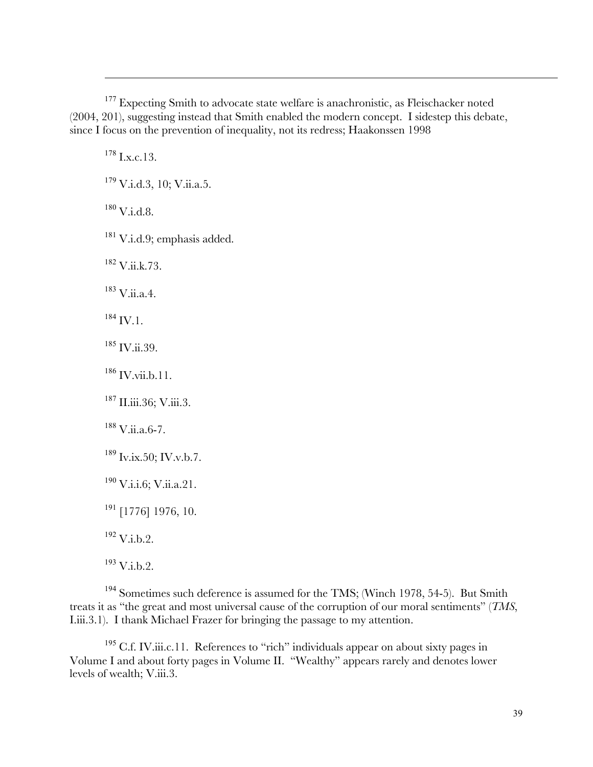[177] Expecting Smith to advocate state welfare is anachronistic, as Fleischacker noted (2004, 201), suggesting instead that Smith enabled the modern concept. I sidestep this debate, since I focus on the prevention of inequality, not its redress; Haakonssen 1998

[178] I.x.c.13.

[179] V.i.d.3, 10; V.ii.a.5.

[180] V.i.d.8.

[181] V.i.d.9; emphasis added.

[182] V.ii.k.73.

[183] V.ii.a.4.

[184] IV.1.

[185] IV.ii.39.

[186] IV.vii.b.11.

[187] II.iii.36; V.iii.3.

[188] V.ii.a.6-7.

[189] Iv.ix.50; IV.v.b.7.

[190] V.i.i.6; V.ii.a.21.

[191] [1776] 1976, 10.

[192] V.i.b.2.

[193] V.i.b.2.

[194] Sometimes such deference is assumed for the TMS; (Winch 1978, 54-5). But Smith treats it as "the great and most universal cause of the corruption of our moral sentiments" (*TMS*, I.iii.3.1). I thank Michael Frazer for bringing the passage to my attention.

[195] C.f. IV.iii.c.11. References to "rich" individuals appear on about sixty pages in Volume I and about forty pages in Volume II. "Wealthy" appears rarely and denotes lower levels of wealth; V.iii.3.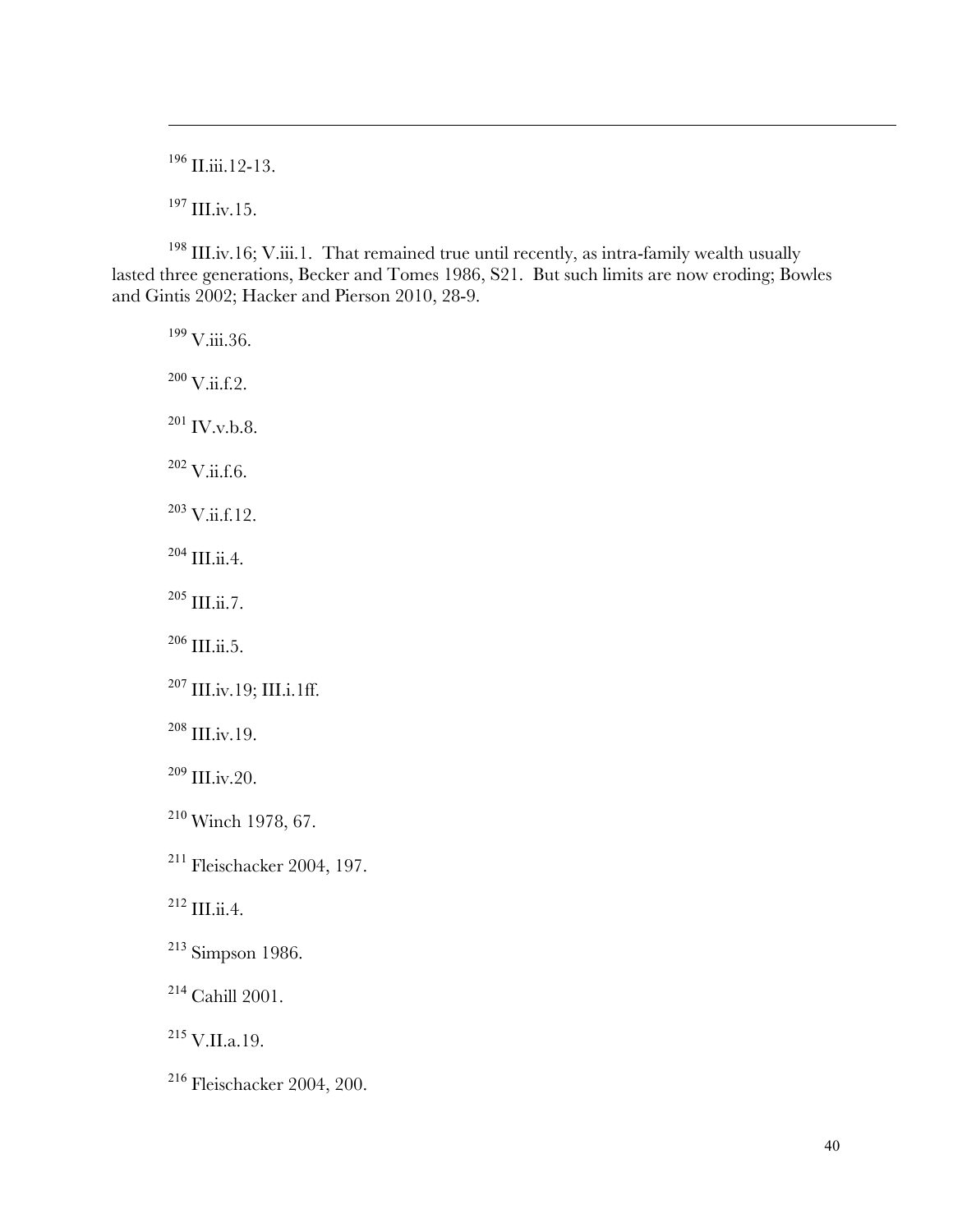[196] II.iii.12-13.

[197] III.iv.15.

[198] III.iv.16; V.iii.1. That remained true until recently, as intra-family wealth usually lasted three generations, Becker and Tomes 1986, S21. But such limits are now eroding; Bowles and Gintis 2002; Hacker and Pierson 2010, 28-9.

[199] V.iii.36.

[200] V.ii.f.2.

[201] IV.v.b.8.

[202] V.ii.f.6.

[203] V.ii.f.12.

[204] III.ii.4.

[205] III.ii.7.

[206] III.ii.5.

[207] III.iv.19; III.i.1ff.

[208] III.iv.19.

[209] III.iv.20.

[210] Winch 1978, 67.

[211] Fleischacker 2004, 197.

[212] III.ii.4.

[213] Simpson 1986.

[214] Cahill 2001.

[215] V.II.a.19.

[216] Fleischacker 2004, 200.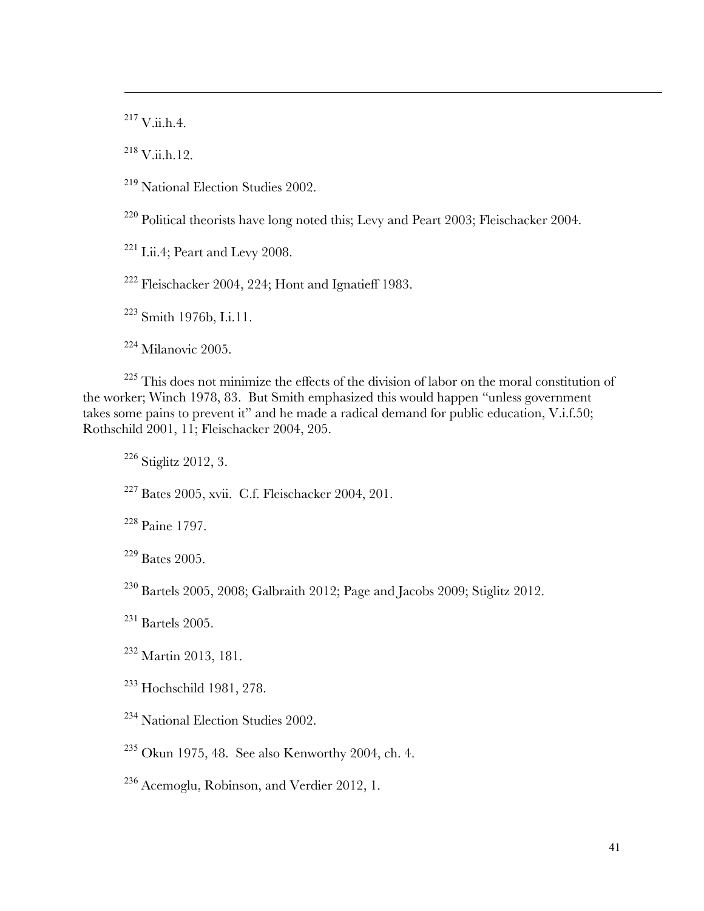[217] V.ii.h.4.

[218] V.ii.h.12.

[219] National Election Studies 2002.

[220] Political theorists have long noted this; Levy and Peart 2003; Fleischacker 2004.

[221] I.ii.4; Peart and Levy 2008.

[222] Fleischacker 2004, 224; Hont and Ignatieff 1983.

[223] Smith 1976b, I.i.11.

[224] Milanovic 2005.

[225] This does not minimize the effects of the division of labor on the moral constitution of the worker; Winch 1978, 83. But Smith emphasized this would happen "unless government takes some pains to prevent it" and he made a radical demand for public education, V.i.f.50; Rothschild 2001, 11; Fleischacker 2004, 205.

[226] Stiglitz 2012, 3.

[227] Bates 2005, xvii. C.f. Fleischacker 2004, 201.

[228] Paine 1797.

[229] Bates 2005.

[230] Bartels 2005, 2008; Galbraith 2012; Page and Jacobs 2009; Stiglitz 2012.

[231] Bartels 2005.

[232] Martin 2013, 181.

[233] Hochschild 1981, 278.

[234] National Election Studies 2002.

[235] Okun 1975, 48. See also Kenworthy 2004, ch. 4.

[236] Acemoglu, Robinson, and Verdier 2012, 1.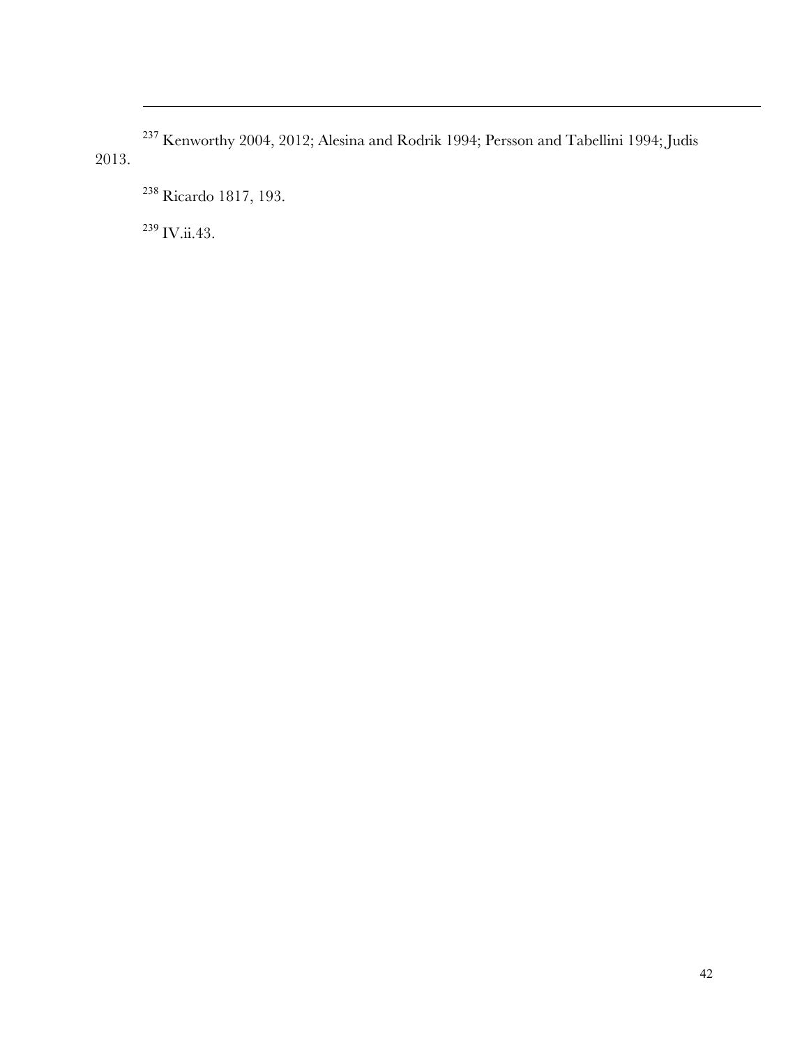[237] Kenworthy 2004, 2012; Alesina and Rodrik 1994; Persson and Tabellini 1994; Judis 2013.

[238] Ricardo 1817, 193.

[239] IV.ii.43.